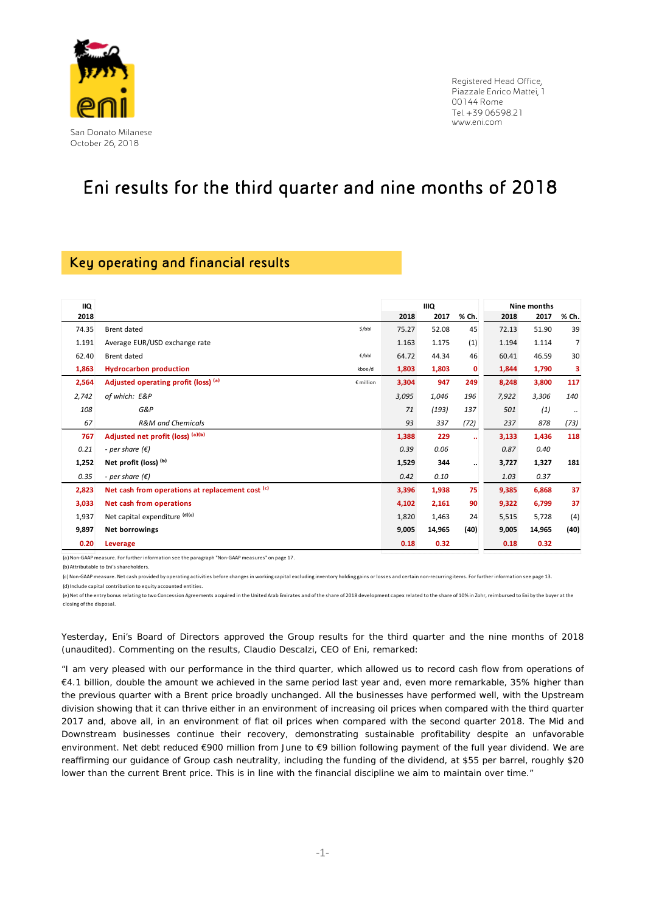San Donato Milanese
October 26, 2018

Registered Head Office,
Piazzale Enrico Mattei, 1
00144 Rome
Tel. +39 06598.21
www.eni.com

# Eni results for the third quarter and nine months of 2018

## Key operating and financial results

| IIQ 2018 | | | IIIQ 2018 | IIIQ 2017 | % Ch. | Nine months 2018 | Nine months 2017 | % Ch. |
|---|---|---|---|---|---|---|---|---|
| 74.35 | Brent dated | $/bbl | 75.27 | 52.08 | 45 | 72.13 | 51.90 | 39 |
| 1.191 | Average EUR/USD exchange rate | | 1.163 | 1.175 | (1) | 1.194 | 1.114 | 7 |
| 62.40 | Brent dated | €/bbl | 64.72 | 44.34 | 46 | 60.41 | 46.59 | 30 |
| **1,863** | **Hydrocarbon production** | kboe/d | **1,803** | **1,803** | **0** | **1,844** | **1,790** | **3** |
| **2,564** | **Adjusted operating profit (loss) [a]** | € million | **3,304** | **947** | **249** | **8,248** | **3,800** | **117** |
| *2,742* | *of which: E&P* | | *3,095* | *1,046* | *196* | *7,922* | *3,306* | *140* |
| *108* | *G&P* | | *71* | *(193)* | *137* | *501* | *(1)* | *..* |
| *67* | *R&M and Chemicals* | | *93* | *337* | *(72)* | *237* | *878* | *(73)* |
| **767** | **Adjusted net profit (loss) [a][b]** | | **1,388** | **229** | **..** | **3,133** | **1,436** | **118** |
| *0.21* | *- per share (€)* | | *0.39* | *0.06* | | *0.87* | *0.40* | |
| **1,252** | **Net profit (loss) [b]** | | **1,529** | **344** | **..** | **3,727** | **1,327** | **181** |
| *0.35* | *- per share (€)* | | *0.42* | *0.10* | | *1.03* | *0.37* | |
| **2,823** | **Net cash from operations at replacement cost [c]** | | **3,396** | **1,938** | **75** | **9,385** | **6,868** | **37** |
| **3,033** | **Net cash from operations** | | **4,102** | **2,161** | **90** | **9,322** | **6,799** | **37** |
| 1,937 | Net capital expenditure [d][e] | | 1,820 | 1,463 | 24 | 5,515 | 5,728 | (4) |
| **9,897** | **Net borrowings** | | **9,005** | **14,965** | **(40)** | **9,005** | **14,965** | **(40)** |
| **0.20** | **Leverage** | | **0.18** | **0.32** | | **0.18** | **0.32** | |

(a) Non-GAAP measure. For further information see the paragraph "Non-GAAP measures" on page 17.
(b) Attributable to Eni's shareholders.
(c) Non-GAAP measure. Net cash provided by operating activities before changes in working capital excluding inventory holding gains or losses and certain non-recurring items. For further information see page 13.
(d) Include capital contribution to equity accounted entities.
(e) Net of the entry bonus relating to two Concession Agreements acquired in the United Arab Emirates and of the share of 2018 development capex related to the share of 10% in Zohr, reimbursed to Eni by the buyer at the closing of the disposal.

Yesterday, Eni's Board of Directors approved the Group results for the third quarter and the nine months of 2018 (unaudited). Commenting on the results, Claudio Descalzi, CEO of Eni, remarked:

"I am very pleased with our performance in the third quarter, which allowed us to record cash flow from operations of €4.1 billion, double the amount we achieved in the same period last year and, even more remarkable, 35% higher than the previous quarter with a Brent price broadly unchanged. All the businesses have performed well, with the Upstream division showing that it can thrive either in an environment of increasing oil prices when compared with the third quarter 2017 and, above all, in an environment of flat oil prices when compared with the second quarter 2018. The Mid and Downstream businesses continue their recovery, demonstrating sustainable profitability despite an unfavorable environment. Net debt reduced €900 million from June to €9 billion following payment of the full year dividend. We are reaffirming our guidance of Group cash neutrality, including the funding of the dividend, at $55 per barrel, roughly $20 lower than the current Brent price. This is in line with the financial discipline we aim to maintain over time."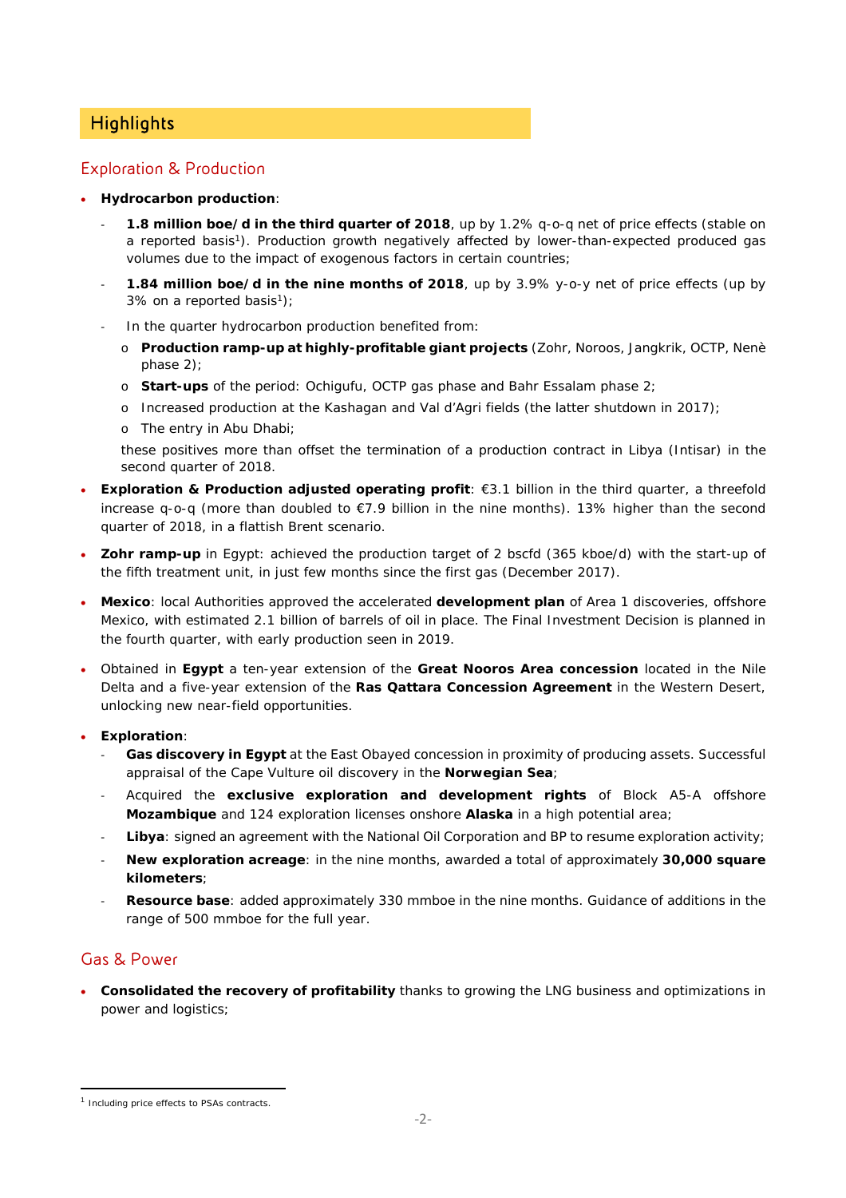## Highlights

### Exploration & Production

- **Hydrocarbon production**:
  - **1.8 million boe/d in the third quarter of 2018**, up by 1.2% q-o-q net of price effects (stable on a reported basis[1]). Production growth negatively affected by lower-than-expected produced gas volumes due to the impact of exogenous factors in certain countries;
  - **1.84 million boe/d in the nine months of 2018**, up by 3.9% y-o-y net of price effects (up by 3% on a reported basis[1]);
  - In the quarter hydrocarbon production benefited from:
    - **Production ramp-up at highly-profitable giant projects** (Zohr, Noroos, Jangkrik, OCTP, Nenè phase 2);
    - **Start-ups** of the period: Ochigufu, OCTP gas phase and Bahr Essalam phase 2;
    - Increased production at the Kashagan and Val d'Agri fields (the latter shutdown in 2017);
    - The entry in Abu Dhabi;

    these positives more than offset the termination of a production contract in Libya (Intisar) in the second quarter of 2018.
- **Exploration & Production adjusted operating profit**: €3.1 billion in the third quarter, a threefold increase q-o-q (more than doubled to €7.9 billion in the nine months). 13% higher than the second quarter of 2018, in a flattish Brent scenario.
- **Zohr ramp-up** in Egypt: achieved the production target of 2 bscfd (365 kboe/d) with the start-up of the fifth treatment unit, in just few months since the first gas (December 2017).
- **Mexico**: local Authorities approved the accelerated **development plan** of Area 1 discoveries, offshore Mexico, with estimated 2.1 billion of barrels of oil in place. The Final Investment Decision is planned in the fourth quarter, with early production seen in 2019.
- Obtained in **Egypt** a ten-year extension of the **Great Nooros Area concession** located in the Nile Delta and a five-year extension of the **Ras Qattara Concession Agreement** in the Western Desert, unlocking new near-field opportunities.
- **Exploration**:
  - **Gas discovery in Egypt** at the East Obayed concession in proximity of producing assets. Successful appraisal of the Cape Vulture oil discovery in the **Norwegian Sea**;
  - Acquired the **exclusive exploration and development rights** of Block A5-A offshore **Mozambique** and 124 exploration licenses onshore **Alaska** in a high potential area;
  - **Libya**: signed an agreement with the National Oil Corporation and BP to resume exploration activity;
  - **New exploration acreage**: in the nine months, awarded a total of approximately **30,000 square kilometers**;
  - **Resource base**: added approximately 330 mmboe in the nine months. Guidance of additions in the range of 500 mmboe for the full year.

### Gas & Power

- **Consolidated the recovery of profitability** thanks to growing the LNG business and optimizations in power and logistics;

---

[1] Including price effects to PSAs contracts.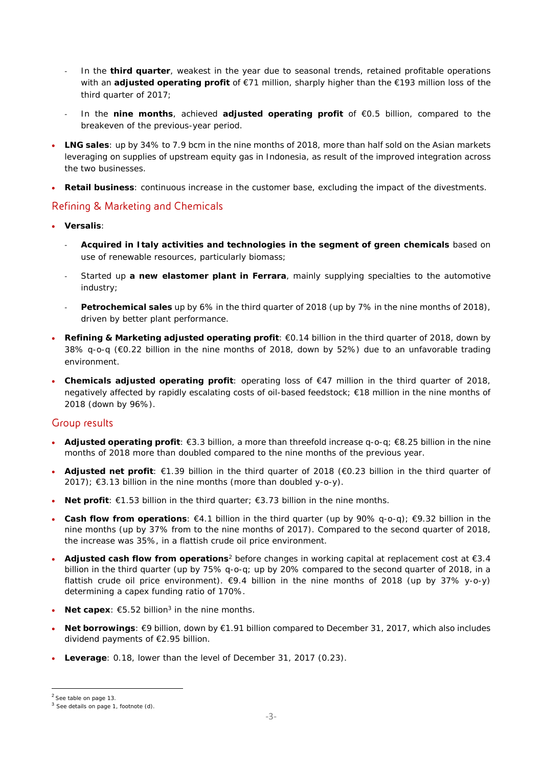- In the **third quarter**, weakest in the year due to seasonal trends, retained profitable operations with an **adjusted operating profit** of €71 million, sharply higher than the €193 million loss of the third quarter of 2017;
- In the **nine months**, achieved **adjusted operating profit** of €0.5 billion, compared to the breakeven of the previous-year period.

- **LNG sales**: up by 34% to 7.9 bcm in the nine months of 2018, more than half sold on the Asian markets leveraging on supplies of upstream equity gas in Indonesia, as result of the improved integration across the two businesses.
- **Retail business**: continuous increase in the customer base, excluding the impact of the divestments.

## Refining & Marketing and Chemicals

- **Versalis**:
  - **Acquired in Italy activities and technologies in the segment of green chemicals** based on use of renewable resources, particularly biomass;
  - Started up **a new elastomer plant in Ferrara**, mainly supplying specialties to the automotive industry;
  - **Petrochemical sales** up by 6% in the third quarter of 2018 (up by 7% in the nine months of 2018), driven by better plant performance.
- **Refining & Marketing adjusted operating profit**: €0.14 billion in the third quarter of 2018, down by 38% q-o-q (€0.22 billion in the nine months of 2018, down by 52%) due to an unfavorable trading environment.
- **Chemicals adjusted operating profit**: operating loss of €47 million in the third quarter of 2018, negatively affected by rapidly escalating costs of oil-based feedstock; €18 million in the nine months of 2018 (down by 96%).

## Group results

- **Adjusted operating profit**: €3.3 billion, a more than threefold increase q-o-q; €8.25 billion in the nine months of 2018 more than doubled compared to the nine months of the previous year.
- **Adjusted net profit**: €1.39 billion in the third quarter of 2018 (€0.23 billion in the third quarter of 2017); €3.13 billion in the nine months (more than doubled y-o-y).
- **Net profit**: €1.53 billion in the third quarter; €3.73 billion in the nine months.
- **Cash flow from operations**: €4.1 billion in the third quarter (up by 90% q-o-q); €9.32 billion in the nine months (up by 37% from to the nine months of 2017). Compared to the second quarter of 2018, the increase was 35%, in a flattish crude oil price environment.
- **Adjusted cash flow from operations**[2] before changes in working capital at replacement cost at €3.4 billion in the third quarter (up by 75% q-o-q; up by 20% compared to the second quarter of 2018, in a flattish crude oil price environment). €9.4 billion in the nine months of 2018 (up by 37% y-o-y) determining a capex funding ratio of 170%.
- **Net capex**: €5.52 billion[3] in the nine months.
- **Net borrowings**: €9 billion, down by €1.91 billion compared to December 31, 2017, which also includes dividend payments of €2.95 billion.
- **Leverage**: 0.18, lower than the level of December 31, 2017 (0.23).

---

[2] See table on page 13.

[3] See details on page 1, footnote (d).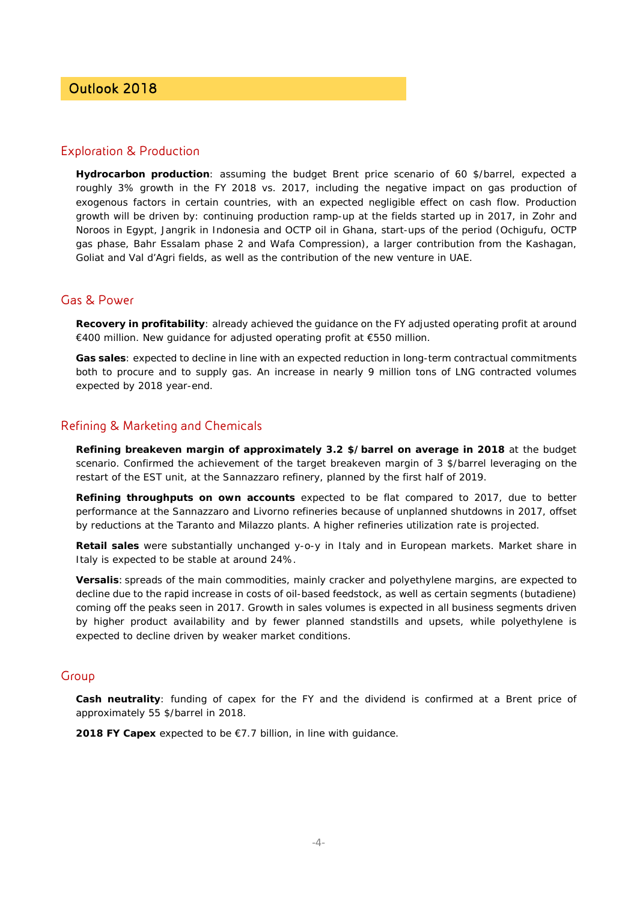# Outlook 2018

## Exploration & Production

**Hydrocarbon production**: assuming the budget Brent price scenario of 60 $/barrel, expected a roughly 3% growth in the FY 2018 vs. 2017, including the negative impact on gas production of exogenous factors in certain countries, with an expected negligible effect on cash flow. Production growth will be driven by: continuing production ramp-up at the fields started up in 2017, in Zohr and Noroos in Egypt, Jangrik in Indonesia and OCTP oil in Ghana, start-ups of the period (Ochigufu, OCTP gas phase, Bahr Essalam phase 2 and Wafa Compression), a larger contribution from the Kashagan, Goliat and Val d'Agri fields, as well as the contribution of the new venture in UAE.

## Gas & Power

**Recovery in profitability**: already achieved the guidance on the FY adjusted operating profit at around €400 million. New guidance for adjusted operating profit at €550 million.

**Gas sales**: expected to decline in line with an expected reduction in long-term contractual commitments both to procure and to supply gas. An increase in nearly 9 million tons of LNG contracted volumes expected by 2018 year-end.

## Refining & Marketing and Chemicals

**Refining breakeven margin of approximately 3.2 $/barrel on average in 2018** at the budget scenario. Confirmed the achievement of the target breakeven margin of 3 $/barrel leveraging on the restart of the EST unit, at the Sannazzaro refinery, planned by the first half of 2019.

**Refining throughputs on own accounts** expected to be flat compared to 2017, due to better performance at the Sannazzaro and Livorno refineries because of unplanned shutdowns in 2017, offset by reductions at the Taranto and Milazzo plants. A higher refineries utilization rate is projected.

**Retail sales** were substantially unchanged y-o-y in Italy and in European markets. Market share in Italy is expected to be stable at around 24%.

**Versalis**: spreads of the main commodities, mainly cracker and polyethylene margins, are expected to decline due to the rapid increase in costs of oil-based feedstock, as well as certain segments (butadiene) coming off the peaks seen in 2017. Growth in sales volumes is expected in all business segments driven by higher product availability and by fewer planned standstills and upsets, while polyethylene is expected to decline driven by weaker market conditions.

## Group

**Cash neutrality**: funding of capex for the FY and the dividend is confirmed at a Brent price of approximately 55 $/barrel in 2018.

**2018 FY Capex** expected to be €7.7 billion, in line with guidance.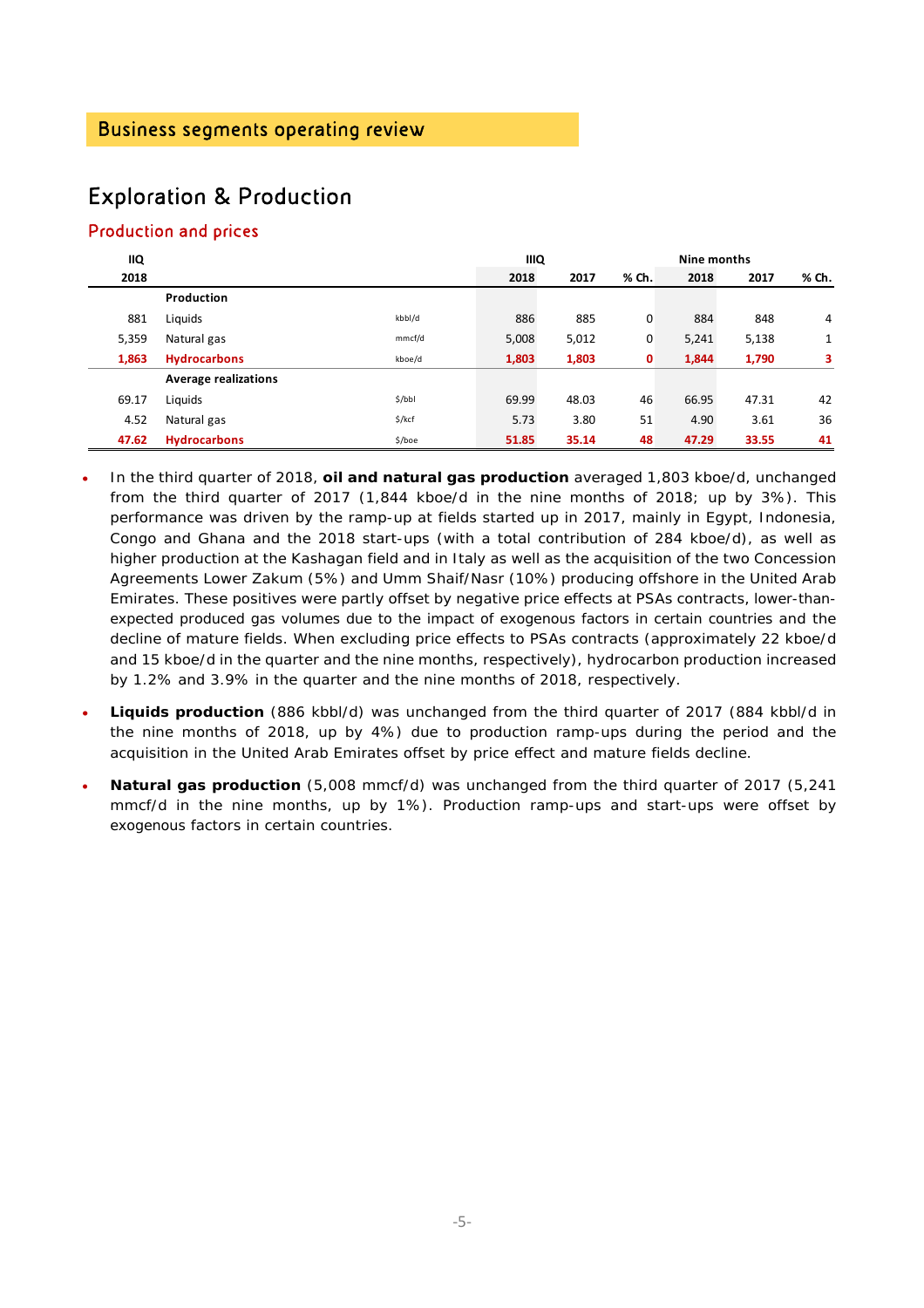## Business segments operating review

# Exploration & Production

### Production and prices

| IIQ 2018 | | | IIIQ 2018 | IIIQ 2017 | % Ch. | Nine months 2018 | Nine months 2017 | % Ch. |
|---|---|---|---|---|---|---|---|---|
| | **Production** | | | | | | | |
| 881 | Liquids | kbbl/d | 886 | 885 | 0 | 884 | 848 | 4 |
| 5,359 | Natural gas | mmcf/d | 5,008 | 5,012 | 0 | 5,241 | 5,138 | 1 |
| **1,863** | **Hydrocarbons** | kboe/d | **1,803** | **1,803** | **0** | **1,844** | **1,790** | **3** |
| | **Average realizations** | | | | | | | |
| 69.17 | Liquids | $/bbl | 69.99 | 48.03 | 46 | 66.95 | 47.31 | 42 |
| 4.52 | Natural gas | $/kcf | 5.73 | 3.80 | 51 | 4.90 | 3.61 | 36 |
| **47.62** | **Hydrocarbons** | $/boe | **51.85** | **35.14** | **48** | **47.29** | **33.55** | **41** |

- In the third quarter of 2018, **oil and natural gas production** averaged 1,803 kboe/d, unchanged from the third quarter of 2017 (1,844 kboe/d in the nine months of 2018; up by 3%). This performance was driven by the ramp-up at fields started up in 2017, mainly in Egypt, Indonesia, Congo and Ghana and the 2018 start-ups (with a total contribution of 284 kboe/d), as well as higher production at the Kashagan field and in Italy as well as the acquisition of the two Concession Agreements Lower Zakum (5%) and Umm Shaif/Nasr (10%) producing offshore in the United Arab Emirates. These positives were partly offset by negative price effects at PSAs contracts, lower-than-expected produced gas volumes due to the impact of exogenous factors in certain countries and the decline of mature fields. When excluding price effects to PSAs contracts (approximately 22 kboe/d and 15 kboe/d in the quarter and the nine months, respectively), hydrocarbon production increased by 1.2% and 3.9% in the quarter and the nine months of 2018, respectively.
- **Liquids production** (886 kbbl/d) was unchanged from the third quarter of 2017 (884 kbbl/d in the nine months of 2018, up by 4%) due to production ramp-ups during the period and the acquisition in the United Arab Emirates offset by price effect and mature fields decline.
- **Natural gas production** (5,008 mmcf/d) was unchanged from the third quarter of 2017 (5,241 mmcf/d in the nine months, up by 1%). Production ramp-ups and start-ups were offset by exogenous factors in certain countries.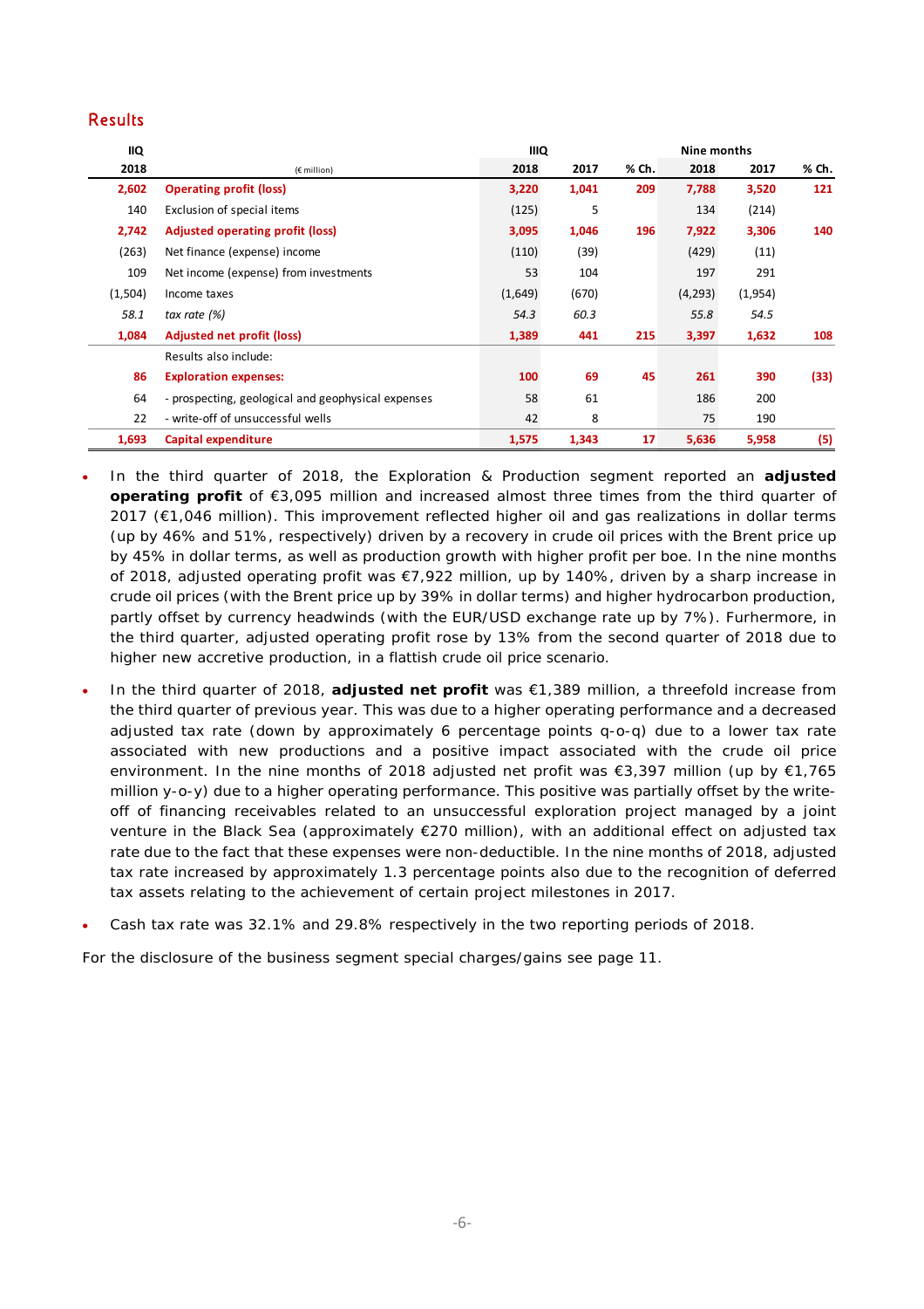## Results

| IIQ 2018 | (€ million) | IIIQ 2018 | IIIQ 2017 | % Ch. | Nine months 2018 | Nine months 2017 | % Ch. |
|---|---|---|---|---|---|---|---|
| **2,602** | **Operating profit (loss)** | **3,220** | **1,041** | **209** | **7,788** | **3,520** | **121** |
| 140 | Exclusion of special items | (125) | 5 | | 134 | (214) | |
| **2,742** | **Adjusted operating profit (loss)** | **3,095** | **1,046** | **196** | **7,922** | **3,306** | **140** |
| (263) | Net finance (expense) income | (110) | (39) | | (429) | (11) | |
| 109 | Net income (expense) from investments | 53 | 104 | | 197 | 291 | |
| (1,504) | Income taxes | (1,649) | (670) | | (4,293) | (1,954) | |
| *58.1* | *tax rate (%)* | *54.3* | *60.3* | | *55.8* | *54.5* | |
| **1,084** | **Adjusted net profit (loss)** | **1,389** | **441** | **215** | **3,397** | **1,632** | **108** |
| | Results also include: | | | | | | |
| **86** | **Exploration expenses:** | **100** | **69** | **45** | **261** | **390** | **(33)** |
| 64 | - prospecting, geological and geophysical expenses | 58 | 61 | | 186 | 200 | |
| 22 | - write-off of unsuccessful wells | 42 | 8 | | 75 | 190 | |
| **1,693** | **Capital expenditure** | **1,575** | **1,343** | **17** | **5,636** | **5,958** | **(5)** |

- In the third quarter of 2018, the Exploration & Production segment reported an **adjusted operating profit** of €3,095 million and increased almost three times from the third quarter of 2017 (€1,046 million). This improvement reflected higher oil and gas realizations in dollar terms (up by 46% and 51%, respectively) driven by a recovery in crude oil prices with the Brent price up by 45% in dollar terms, as well as production growth with higher profit per boe. In the nine months of 2018, adjusted operating profit was €7,922 million, up by 140%, driven by a sharp increase in crude oil prices (with the Brent price up by 39% in dollar terms) and higher hydrocarbon production, partly offset by currency headwinds (with the EUR/USD exchange rate up by 7%). Furhermore, in the third quarter, adjusted operating profit rose by 13% from the second quarter of 2018 due to higher new accretive production, in a flattish crude oil price scenario.
- In the third quarter of 2018, **adjusted net profit** was €1,389 million, a threefold increase from the third quarter of previous year. This was due to a higher operating performance and a decreased adjusted tax rate (down by approximately 6 percentage points q-o-q) due to a lower tax rate associated with new productions and a positive impact associated with the crude oil price environment. In the nine months of 2018 adjusted net profit was €3,397 million (up by €1,765 million y-o-y) due to a higher operating performance. This positive was partially offset by the write-off of financing receivables related to an unsuccessful exploration project managed by a joint venture in the Black Sea (approximately €270 million), with an additional effect on adjusted tax rate due to the fact that these expenses were non-deductible. In the nine months of 2018, adjusted tax rate increased by approximately 1.3 percentage points also due to the recognition of deferred tax assets relating to the achievement of certain project milestones in 2017.
- Cash tax rate was 32.1% and 29.8% respectively in the two reporting periods of 2018.

For the disclosure of the business segment special charges/gains see page 11.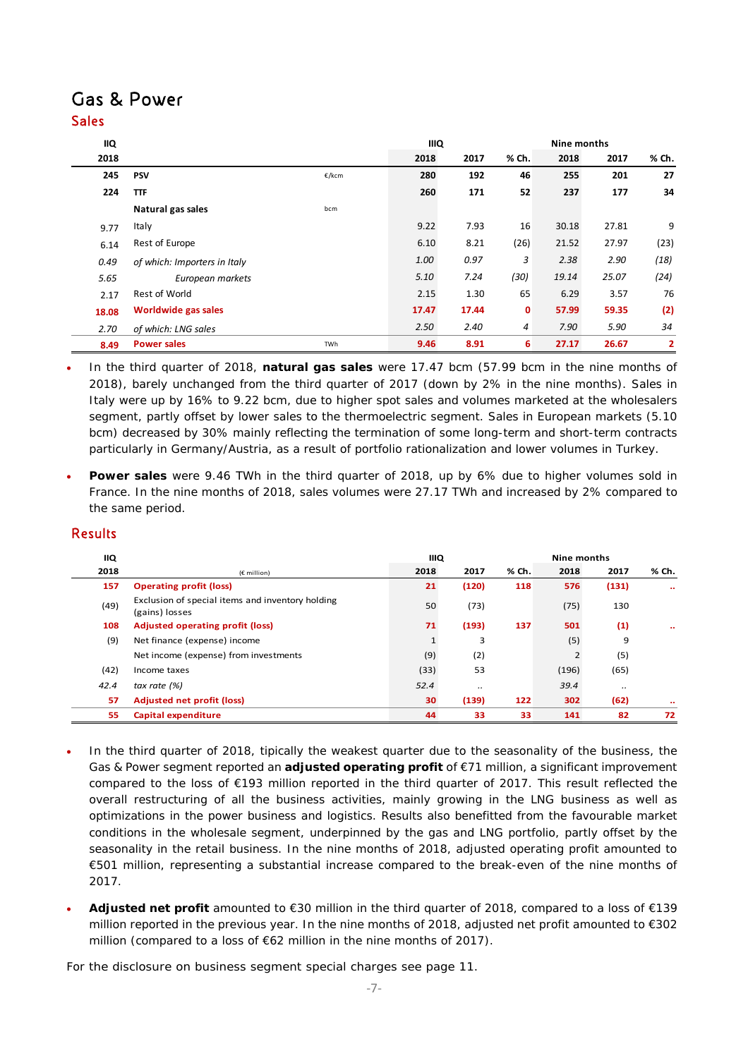# Gas & Power

## Sales

| IIQ 2018 | | | IIIQ 2018 | IIIQ 2017 | % Ch. | Nine months 2018 | Nine months 2017 | % Ch. |
|---|---|---|---|---|---|---|---|---|
| **245** | **PSV** | €/kcm | **280** | **192** | **46** | **255** | **201** | **27** |
| **224** | **TTF** | | **260** | **171** | **52** | **237** | **177** | **34** |
| | **Natural gas sales** | bcm | | | | | | |
| 9.77 | Italy | | 9.22 | 7.93 | 16 | 30.18 | 27.81 | 9 |
| 6.14 | Rest of Europe | | 6.10 | 8.21 | (26) | 21.52 | 27.97 | (23) |
| *0.49* | *of which: Importers in Italy* | | *1.00* | *0.97* | *3* | *2.38* | *2.90* | *(18)* |
| *5.65* | *European markets* | | *5.10* | *7.24* | *(30)* | *19.14* | *25.07* | *(24)* |
| 2.17 | Rest of World | | 2.15 | 1.30 | 65 | 6.29 | 3.57 | 76 |
| **18.08** | **Worldwide gas sales** | | **17.47** | **17.44** | **0** | **57.99** | **59.35** | **(2)** |
| *2.70* | *of which: LNG sales* | | *2.50* | *2.40* | *4* | *7.90* | *5.90* | *34* |
| **8.49** | **Power sales** | TWh | **9.46** | **8.91** | **6** | **27.17** | **26.67** | **2** |

- In the third quarter of 2018, **natural gas sales** were 17.47 bcm (57.99 bcm in the nine months of 2018), barely unchanged from the third quarter of 2017 (down by 2% in the nine months). Sales in Italy were up by 16% to 9.22 bcm, due to higher spot sales and volumes marketed at the wholesalers segment, partly offset by lower sales to the thermoelectric segment. Sales in European markets (5.10 bcm) decreased by 30% mainly reflecting the termination of some long-term and short-term contracts particularly in Germany/Austria, as a result of portfolio rationalization and lower volumes in Turkey.
- **Power sales** were 9.46 TWh in the third quarter of 2018, up by 6% due to higher volumes sold in France. In the nine months of 2018, sales volumes were 27.17 TWh and increased by 2% compared to the same period.

## Results

| IIQ 2018 | (€ million) | IIIQ 2018 | IIIQ 2017 | % Ch. | Nine months 2018 | Nine months 2017 | % Ch. |
|---|---|---|---|---|---|---|---|
| **157** | **Operating profit (loss)** | **21** | **(120)** | **118** | **576** | **(131)** | **..** |
| (49) | Exclusion of special items and inventory holding (gains) losses | 50 | (73) | | (75) | 130 | |
| **108** | **Adjusted operating profit (loss)** | **71** | **(193)** | **137** | **501** | **(1)** | **..** |
| (9) | Net finance (expense) income | 1 | 3 | | (5) | 9 | |
| | Net income (expense) from investments | (9) | (2) | | 2 | (5) | |
| (42) | Income taxes | (33) | 53 | | (196) | (65) | |
| *42.4* | *tax rate (%)* | *52.4* | *..* | | *39.4* | *..* | |
| **57** | **Adjusted net profit (loss)** | **30** | **(139)** | **122** | **302** | **(62)** | **..** |
| **55** | **Capital expenditure** | **44** | **33** | **33** | **141** | **82** | **72** |

- In the third quarter of 2018, tipically the weakest quarter due to the seasonality of the business, the Gas & Power segment reported an **adjusted operating profit** of €71 million, a significant improvement compared to the loss of €193 million reported in the third quarter of 2017. This result reflected the overall restructuring of all the business activities, mainly growing in the LNG business as well as optimizations in the power business and logistics. Results also benefitted from the favourable market conditions in the wholesale segment, underpinned by the gas and LNG portfolio, partly offset by the seasonality in the retail business. In the nine months of 2018, adjusted operating profit amounted to €501 million, representing a substantial increase compared to the break-even of the nine months of 2017.
- **Adjusted net profit** amounted to €30 million in the third quarter of 2018, compared to a loss of €139 million reported in the previous year. In the nine months of 2018, adjusted net profit amounted to €302 million (compared to a loss of €62 million in the nine months of 2017).

For the disclosure on business segment special charges see page 11.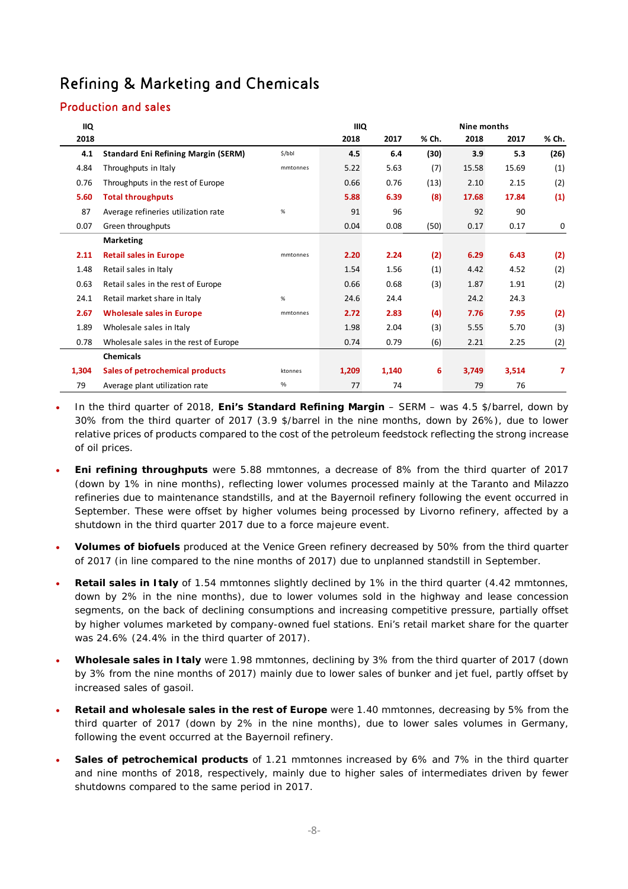# Refining & Marketing and Chemicals

## Production and sales

| IIQ 2018 | | | IIIQ 2018 | IIIQ 2017 | % Ch. | Nine months 2018 | Nine months 2017 | % Ch. |
|---|---|---|---|---|---|---|---|---|
| **4.1** | **Standard Eni Refining Margin (SERM)** | $/bbl | **4.5** | **6.4** | **(30)** | **3.9** | **5.3** | **(26)** |
| 4.84 | Throughputs in Italy | mmtonnes | 5.22 | 5.63 | (7) | 15.58 | 15.69 | (1) |
| 0.76 | Throughputs in the rest of Europe | | 0.66 | 0.76 | (13) | 2.10 | 2.15 | (2) |
| **5.60** | **Total throughputs** | | **5.88** | **6.39** | **(8)** | **17.68** | **17.84** | **(1)** |
| 87 | Average refineries utilization rate | % | 91 | 96 | | 92 | 90 | |
| 0.07 | Green throughputs | | 0.04 | 0.08 | (50) | 0.17 | 0.17 | 0 |
| | **Marketing** | | | | | | | |
| **2.11** | **Retail sales in Europe** | mmtonnes | **2.20** | **2.24** | **(2)** | **6.29** | **6.43** | **(2)** |
| 1.48 | Retail sales in Italy | | 1.54 | 1.56 | (1) | 4.42 | 4.52 | (2) |
| 0.63 | Retail sales in the rest of Europe | | 0.66 | 0.68 | (3) | 1.87 | 1.91 | (2) |
| 24.1 | Retail market share in Italy | % | 24.6 | 24.4 | | 24.2 | 24.3 | |
| **2.67** | **Wholesale sales in Europe** | mmtonnes | **2.72** | **2.83** | **(4)** | **7.76** | **7.95** | **(2)** |
| 1.89 | Wholesale sales in Italy | | 1.98 | 2.04 | (3) | 5.55 | 5.70 | (3) |
| 0.78 | Wholesale sales in the rest of Europe | | 0.74 | 0.79 | (6) | 2.21 | 2.25 | (2) |
| | **Chemicals** | | | | | | | |
| **1,304** | **Sales of petrochemical products** | ktonnes | **1,209** | **1,140** | **6** | **3,749** | **3,514** | **7** |
| 79 | Average plant utilization rate | % | 77 | 74 | | 79 | 76 | |

- In the third quarter of 2018, **Eni's Standard Refining Margin** – SERM – was 4.5 $/barrel, down by 30% from the third quarter of 2017 (3.9 $/barrel in the nine months, down by 26%), due to lower relative prices of products compared to the cost of the petroleum feedstock reflecting the strong increase of oil prices.

- **Eni refining throughputs** were 5.88 mmtonnes, a decrease of 8% from the third quarter of 2017 (down by 1% in nine months), reflecting lower volumes processed mainly at the Taranto and Milazzo refineries due to maintenance standstills, and at the Bayernoil refinery following the event occurred in September. These were offset by higher volumes being processed by Livorno refinery, affected by a shutdown in the third quarter 2017 due to a force majeure event.

- **Volumes of biofuels** produced at the Venice Green refinery decreased by 50% from the third quarter of 2017 (in line compared to the nine months of 2017) due to unplanned standstill in September.

- **Retail sales in Italy** of 1.54 mmtonnes slightly declined by 1% in the third quarter (4.42 mmtonnes, down by 2% in the nine months), due to lower volumes sold in the highway and lease concession segments, on the back of declining consumptions and increasing competitive pressure, partially offset by higher volumes marketed by company-owned fuel stations. Eni's retail market share for the quarter was 24.6% (24.4% in the third quarter of 2017).

- **Wholesale sales in Italy** were 1.98 mmtonnes, declining by 3% from the third quarter of 2017 (down by 3% from the nine months of 2017) mainly due to lower sales of bunker and jet fuel, partly offset by increased sales of gasoil.

- **Retail and wholesale sales in the rest of Europe** were 1.40 mmtonnes, decreasing by 5% from the third quarter of 2017 (down by 2% in the nine months), due to lower sales volumes in Germany, following the event occurred at the Bayernoil refinery.

- **Sales of petrochemical products** of 1.21 mmtonnes increased by 6% and 7% in the third quarter and nine months of 2018, respectively, mainly due to higher sales of intermediates driven by fewer shutdowns compared to the same period in 2017.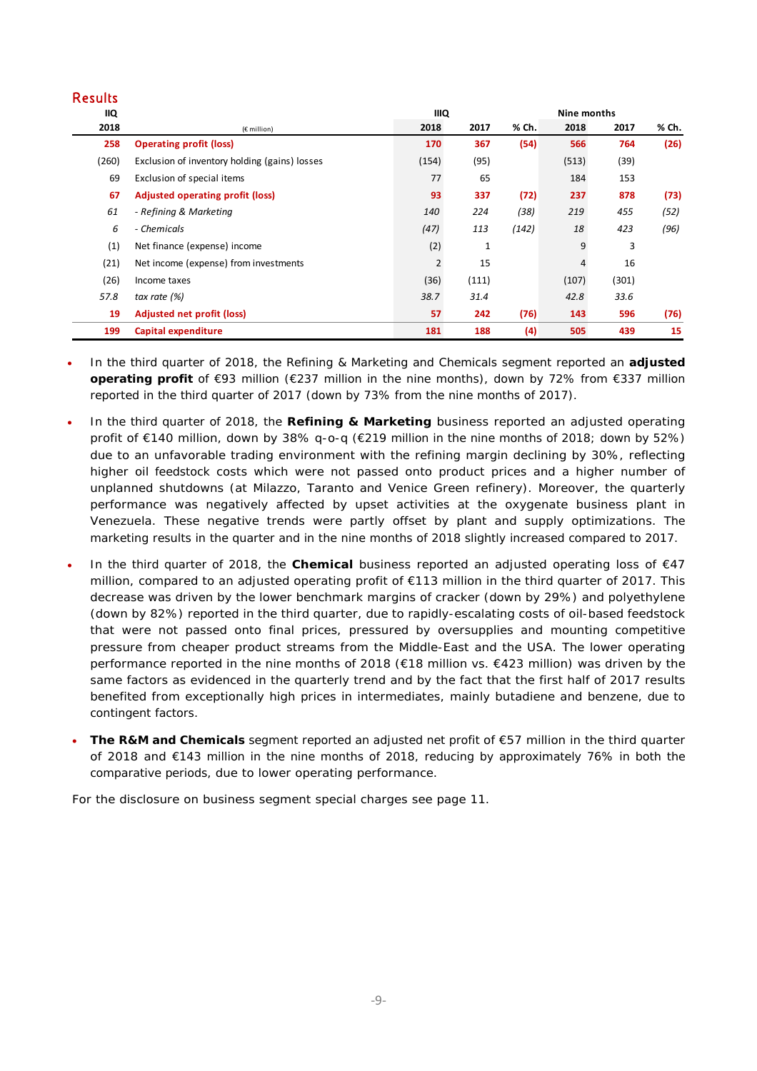## Results

| IIQ 2018 | (€ million) | IIIQ 2018 | IIIQ 2017 | % Ch. | Nine months 2018 | Nine months 2017 | % Ch. |
|---|---|---|---|---|---|---|---|
| **258** | **Operating profit (loss)** | **170** | **367** | **(54)** | **566** | **764** | **(26)** |
| (260) | Exclusion of inventory holding (gains) losses | (154) | (95) | | (513) | (39) | |
| 69 | Exclusion of special items | 77 | 65 | | 184 | 153 | |
| **67** | **Adjusted operating profit (loss)** | **93** | **337** | **(72)** | **237** | **878** | **(73)** |
| *61* | *- Refining & Marketing* | *140* | *224* | *(38)* | *219* | *455* | *(52)* |
| *6* | *- Chemicals* | *(47)* | *113* | *(142)* | *18* | *423* | *(96)* |
| (1) | Net finance (expense) income | (2) | 1 | | 9 | 3 | |
| (21) | Net income (expense) from investments | 2 | 15 | | 4 | 16 | |
| (26) | Income taxes | (36) | (111) | | (107) | (301) | |
| *57.8* | *tax rate (%)* | *38.7* | *31.4* | | *42.8* | *33.6* | |
| **19** | **Adjusted net profit (loss)** | **57** | **242** | **(76)** | **143** | **596** | **(76)** |
| **199** | **Capital expenditure** | **181** | **188** | **(4)** | **505** | **439** | **15** |

- In the third quarter of 2018, the Refining & Marketing and Chemicals segment reported an **adjusted operating profit** of €93 million (€237 million in the nine months), down by 72% from €337 million reported in the third quarter of 2017 (down by 73% from the nine months of 2017).
- In the third quarter of 2018, the **Refining & Marketing** business reported an adjusted operating profit of €140 million, down by 38% q-o-q (€219 million in the nine months of 2018; down by 52%) due to an unfavorable trading environment with the refining margin declining by 30%, reflecting higher oil feedstock costs which were not passed onto product prices and a higher number of unplanned shutdowns (at Milazzo, Taranto and Venice Green refinery). Moreover, the quarterly performance was negatively affected by upset activities at the oxygenate business plant in Venezuela. These negative trends were partly offset by plant and supply optimizations. The marketing results in the quarter and in the nine months of 2018 slightly increased compared to 2017.
- In the third quarter of 2018, the **Chemical** business reported an adjusted operating loss of €47 million, compared to an adjusted operating profit of €113 million in the third quarter of 2017. This decrease was driven by the lower benchmark margins of cracker (down by 29%) and polyethylene (down by 82%) reported in the third quarter, due to rapidly-escalating costs of oil-based feedstock that were not passed onto final prices, pressured by oversupplies and mounting competitive pressure from cheaper product streams from the Middle-East and the USA. The lower operating performance reported in the nine months of 2018 (€18 million vs. €423 million) was driven by the same factors as evidenced in the quarterly trend and by the fact that the first half of 2017 results benefited from exceptionally high prices in intermediates, mainly butadiene and benzene, due to contingent factors.
- **The R&M and Chemicals** segment reported an adjusted net profit of €57 million in the third quarter of 2018 and €143 million in the nine months of 2018, reducing by approximately 76% in both the comparative periods, due to lower operating performance.

For the disclosure on business segment special charges see page 11.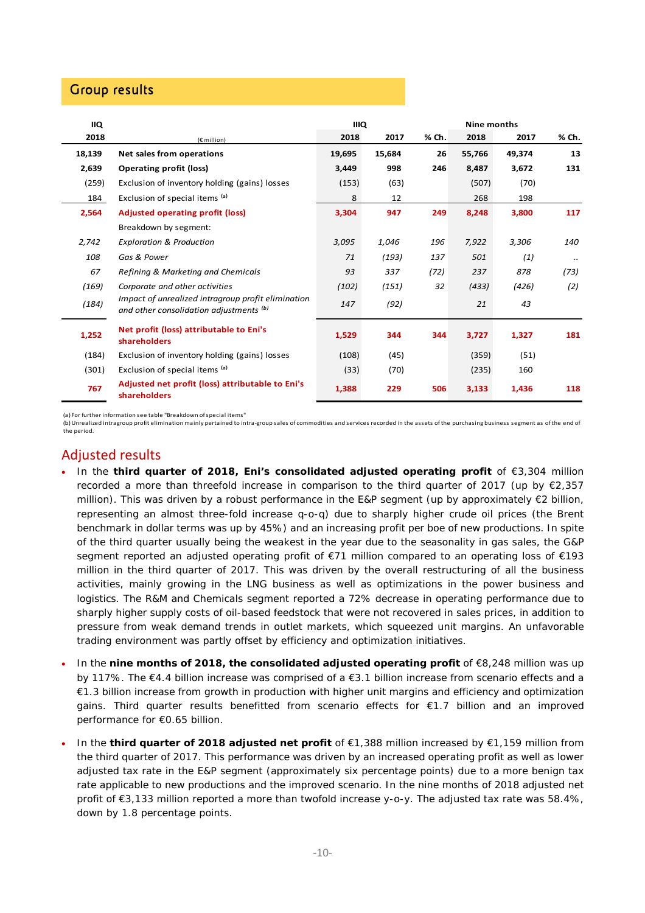## Group results

| IIQ 2018 | (€ million) | IIIQ 2018 | 2017 | % Ch. | Nine months 2018 | 2017 | % Ch. |
|---|---|---|---|---|---|---|---|
| **18,139** | **Net sales from operations** | **19,695** | **15,684** | **26** | **55,766** | **49,374** | **13** |
| **2,639** | **Operating profit (loss)** | **3,449** | **998** | **246** | **8,487** | **3,672** | **131** |
| (259) | Exclusion of inventory holding (gains) losses | (153) | (63) | | (507) | (70) | |
| 184 | Exclusion of special items [(a)] | 8 | 12 | | 268 | 198 | |
| **2,564** | **Adjusted operating profit (loss)** | **3,304** | **947** | **249** | **8,248** | **3,800** | **117** |
| | Breakdown by segment: | | | | | | |
| *2,742* | *Exploration & Production* | *3,095* | *1,046* | *196* | *7,922* | *3,306* | *140* |
| *108* | *Gas & Power* | *71* | *(193)* | *137* | *501* | *(1)* | *..* |
| *67* | *Refining & Marketing and Chemicals* | *93* | *337* | *(72)* | *237* | *878* | *(73)* |
| *(169)* | *Corporate and other activities* | *(102)* | *(151)* | *32* | *(433)* | *(426)* | *(2)* |
| *(184)* | *Impact of unrealized intragroup profit elimination and other consolidation adjustments [(b)]* | *147* | *(92)* | | *21* | *43* | |
| **1,252** | **Net profit (loss) attributable to Eni's shareholders** | **1,529** | **344** | **344** | **3,727** | **1,327** | **181** |
| (184) | Exclusion of inventory holding (gains) losses | (108) | (45) | | (359) | (51) | |
| (301) | Exclusion of special items [(a)] | (33) | (70) | | (235) | 160 | |
| **767** | **Adjusted net profit (loss) attributable to Eni's shareholders** | **1,388** | **229** | **506** | **3,133** | **1,436** | **118** |

(a) For further information see table "Breakdown of special items"
(b) Unrealized intragroup profit elimination mainly pertained to intra-group sales of commodities and services recorded in the assets of the purchasing business segment as of the end of the period.

## Adjusted results

- In the **third quarter of 2018, Eni's consolidated adjusted operating profit** of €3,304 million recorded a more than threefold increase in comparison to the third quarter of 2017 (up by €2,357 million). This was driven by a robust performance in the E&P segment (up by approximately €2 billion, representing an almost three-fold increase q-o-q) due to sharply higher crude oil prices (the Brent benchmark in dollar terms was up by 45%) and an increasing profit per boe of new productions. In spite of the third quarter usually being the weakest in the year due to the seasonality in gas sales, the G&P segment reported an adjusted operating profit of €71 million compared to an operating loss of €193 million in the third quarter of 2017. This was driven by the overall restructuring of all the business activities, mainly growing in the LNG business as well as optimizations in the power business and logistics. The R&M and Chemicals segment reported a 72% decrease in operating performance due to sharply higher supply costs of oil-based feedstock that were not recovered in sales prices, in addition to pressure from weak demand trends in outlet markets, which squeezed unit margins. An unfavorable trading environment was partly offset by efficiency and optimization initiatives.
- In the **nine months of 2018, the consolidated adjusted operating profit** of €8,248 million was up by 117%. The €4.4 billion increase was comprised of a €3.1 billion increase from scenario effects and a €1.3 billion increase from growth in production with higher unit margins and efficiency and optimization gains. Third quarter results benefitted from scenario effects for €1.7 billion and an improved performance for €0.65 billion.
- In the **third quarter of 2018 adjusted net profit** of €1,388 million increased by €1,159 million from the third quarter of 2017. This performance was driven by an increased operating profit as well as lower adjusted tax rate in the E&P segment (approximately six percentage points) due to a more benign tax rate applicable to new productions and the improved scenario. In the nine months of 2018 adjusted net profit of €3,133 million reported a more than twofold increase y-o-y. The adjusted tax rate was 58.4%, down by 1.8 percentage points.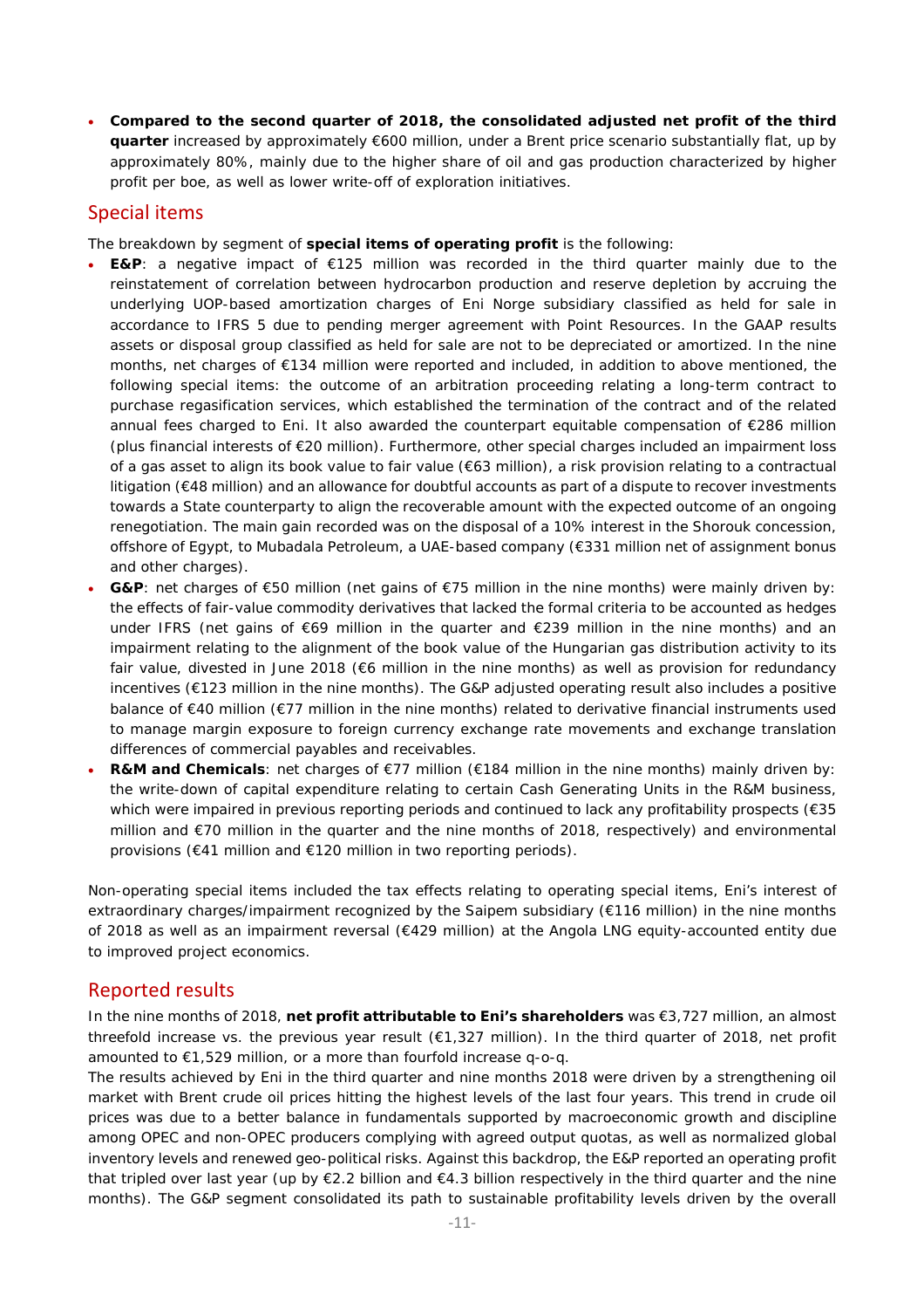- **Compared to the second quarter of 2018, the consolidated adjusted net profit of the third quarter** increased by approximately €600 million, under a Brent price scenario substantially flat, up by approximately 80%, mainly due to the higher share of oil and gas production characterized by higher profit per boe, as well as lower write-off of exploration initiatives.

## Special items

The breakdown by segment of **special items of operating profit** is the following:

- **E&P**: a negative impact of €125 million was recorded in the third quarter mainly due to the reinstatement of correlation between hydrocarbon production and reserve depletion by accruing the underlying UOP-based amortization charges of Eni Norge subsidiary classified as held for sale in accordance to IFRS 5 due to pending merger agreement with Point Resources. In the GAAP results assets or disposal group classified as held for sale are not to be depreciated or amortized. In the nine months, net charges of €134 million were reported and included, in addition to above mentioned, the following special items: the outcome of an arbitration proceeding relating a long-term contract to purchase regasification services, which established the termination of the contract and of the related annual fees charged to Eni. It also awarded the counterpart equitable compensation of €286 million (plus financial interests of €20 million). Furthermore, other special charges included an impairment loss of a gas asset to align its book value to fair value (€63 million), a risk provision relating to a contractual litigation (€48 million) and an allowance for doubtful accounts as part of a dispute to recover investments towards a State counterparty to align the recoverable amount with the expected outcome of an ongoing renegotiation. The main gain recorded was on the disposal of a 10% interest in the Shorouk concession, offshore of Egypt, to Mubadala Petroleum, a UAE-based company (€331 million net of assignment bonus and other charges).
- **G&P**: net charges of €50 million (net gains of €75 million in the nine months) were mainly driven by: the effects of fair-value commodity derivatives that lacked the formal criteria to be accounted as hedges under IFRS (net gains of €69 million in the quarter and €239 million in the nine months) and an impairment relating to the alignment of the book value of the Hungarian gas distribution activity to its fair value, divested in June 2018 (€6 million in the nine months) as well as provision for redundancy incentives (€123 million in the nine months). The G&P adjusted operating result also includes a positive balance of €40 million (€77 million in the nine months) related to derivative financial instruments used to manage margin exposure to foreign currency exchange rate movements and exchange translation differences of commercial payables and receivables.
- **R&M and Chemicals**: net charges of €77 million (€184 million in the nine months) mainly driven by: the write-down of capital expenditure relating to certain Cash Generating Units in the R&M business, which were impaired in previous reporting periods and continued to lack any profitability prospects (€35 million and €70 million in the quarter and the nine months of 2018, respectively) and environmental provisions (€41 million and €120 million in two reporting periods).

Non-operating special items included the tax effects relating to operating special items, Eni's interest of extraordinary charges/impairment recognized by the Saipem subsidiary (€116 million) in the nine months of 2018 as well as an impairment reversal (€429 million) at the Angola LNG equity-accounted entity due to improved project economics.

## Reported results

In the nine months of 2018, **net profit attributable to Eni's shareholders** was €3,727 million, an almost threefold increase *vs.* the previous year result (€1,327 million). In the third quarter of 2018, net profit amounted to €1,529 million, or a more than fourfold increase q-o-q.

The results achieved by Eni in the third quarter and nine months 2018 were driven by a strengthening oil market with Brent crude oil prices hitting the highest levels of the last four years. This trend in crude oil prices was due to a better balance in fundamentals supported by macroeconomic growth and discipline among OPEC and non-OPEC producers complying with agreed output quotas, as well as normalized global inventory levels and renewed geo-political risks. Against this backdrop, the E&P reported an operating profit that tripled over last year (up by €2.2 billion and €4.3 billion respectively in the third quarter and the nine months). The G&P segment consolidated its path to sustainable profitability levels driven by the overall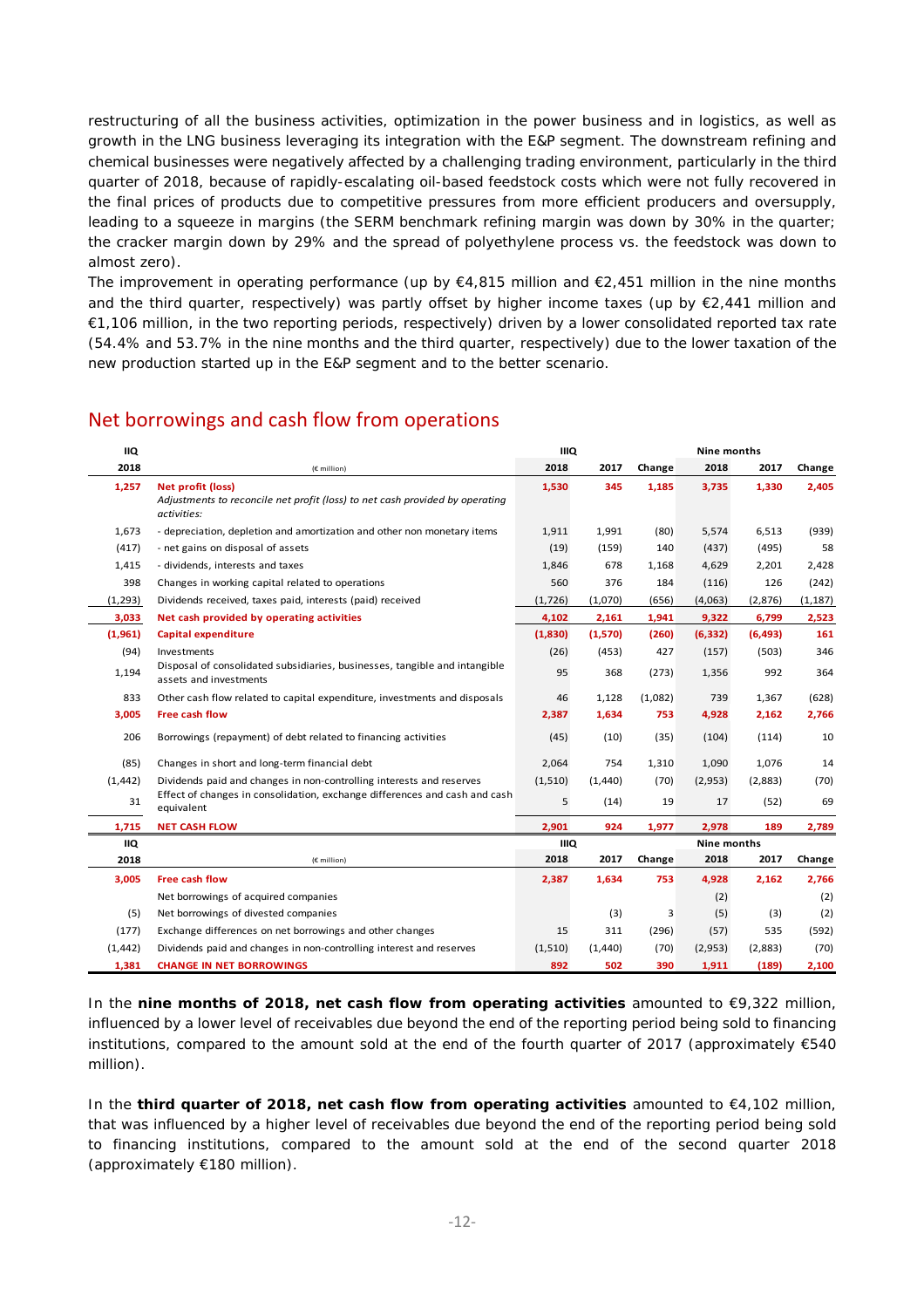restructuring of all the business activities, optimization in the power business and in logistics, as well as growth in the LNG business leveraging its integration with the E&P segment. The downstream refining and chemical businesses were negatively affected by a challenging trading environment, particularly in the third quarter of 2018, because of rapidly-escalating oil-based feedstock costs which were not fully recovered in the final prices of products due to competitive pressures from more efficient producers and oversupply, leading to a squeeze in margins (the SERM benchmark refining margin was down by 30% in the quarter; the cracker margin down by 29% and the spread of polyethylene process vs. the feedstock was down to almost zero).

The improvement in operating performance (up by €4,815 million and €2,451 million in the nine months and the third quarter, respectively) was partly offset by higher income taxes (up by €2,441 million and €1,106 million, in the two reporting periods, respectively) driven by a lower consolidated reported tax rate (54.4% and 53.7% in the nine months and the third quarter, respectively) due to the lower taxation of the new production started up in the E&P segment and to the better scenario.

## Net borrowings and cash flow from operations

| IIQ | | IIIQ | | | Nine months | | |
|---|---|---|---|---|---|---|---|
| 2018 | (€ million) | 2018 | 2017 | Change | 2018 | 2017 | Change |
| **1,257** | **Net profit (loss)** | **1,530** | **345** | **1,185** | **3,735** | **1,330** | **2,405** |
| | *Adjustments to reconcile net profit (loss) to net cash provided by operating activities:* | | | | | | |
| 1,673 | - depreciation, depletion and amortization and other non monetary items | 1,911 | 1,991 | (80) | 5,574 | 6,513 | (939) |
| (417) | - net gains on disposal of assets | (19) | (159) | 140 | (437) | (495) | 58 |
| 1,415 | - dividends, interests and taxes | 1,846 | 678 | 1,168 | 4,629 | 2,201 | 2,428 |
| 398 | Changes in working capital related to operations | 560 | 376 | 184 | (116) | 126 | (242) |
| (1,293) | Dividends received, taxes paid, interests (paid) received | (1,726) | (1,070) | (656) | (4,063) | (2,876) | (1,187) |
| **3,033** | **Net cash provided by operating activities** | **4,102** | **2,161** | **1,941** | **9,322** | **6,799** | **2,523** |
| **(1,961)** | **Capital expenditure** | **(1,830)** | **(1,570)** | **(260)** | **(6,332)** | **(6,493)** | **161** |
| (94) | Investments | (26) | (453) | 427 | (157) | (503) | 346 |
| 1,194 | Disposal of consolidated subsidiaries, businesses, tangible and intangible assets and investments | 95 | 368 | (273) | 1,356 | 992 | 364 |
| 833 | Other cash flow related to capital expenditure, investments and disposals | 46 | 1,128 | (1,082) | 739 | 1,367 | (628) |
| **3,005** | **Free cash flow** | **2,387** | **1,634** | **753** | **4,928** | **2,162** | **2,766** |
| 206 | Borrowings (repayment) of debt related to financing activities | (45) | (10) | (35) | (104) | (114) | 10 |
| (85) | Changes in short and long-term financial debt | 2,064 | 754 | 1,310 | 1,090 | 1,076 | 14 |
| (1,442) | Dividends paid and changes in non-controlling interests and reserves | (1,510) | (1,440) | (70) | (2,953) | (2,883) | (70) |
| 31 | Effect of changes in consolidation, exchange differences and cash and cash equivalent | 5 | (14) | 19 | 17 | (52) | 69 |
| **1,715** | **NET CASH FLOW** | **2,901** | **924** | **1,977** | **2,978** | **189** | **2,789** |

| IIQ | | IIIQ | | | Nine months | | |
|---|---|---|---|---|---|---|---|
| 2018 | (€ million) | 2018 | 2017 | Change | 2018 | 2017 | Change |
| **3,005** | **Free cash flow** | **2,387** | **1,634** | **753** | **4,928** | **2,162** | **2,766** |
| | Net borrowings of acquired companies | | | | (2) | | (2) |
| (5) | Net borrowings of divested companies | | (3) | 3 | (5) | (3) | (2) |
| (177) | Exchange differences on net borrowings and other changes | 15 | 311 | (296) | (57) | 535 | (592) |
| (1,442) | Dividends paid and changes in non-controlling interest and reserves | (1,510) | (1,440) | (70) | (2,953) | (2,883) | (70) |
| **1,381** | **CHANGE IN NET BORROWINGS** | **892** | **502** | **390** | **1,911** | **(189)** | **2,100** |

In the **nine months of 2018, net cash flow from operating activities** amounted to €9,322 million, influenced by a lower level of receivables due beyond the end of the reporting period being sold to financing institutions, compared to the amount sold at the end of the fourth quarter of 2017 (approximately €540 million).

In the **third quarter of 2018, net cash flow from operating activities** amounted to €4,102 million, that was influenced by a higher level of receivables due beyond the end of the reporting period being sold to financing institutions, compared to the amount sold at the end of the second quarter 2018 (approximately €180 million).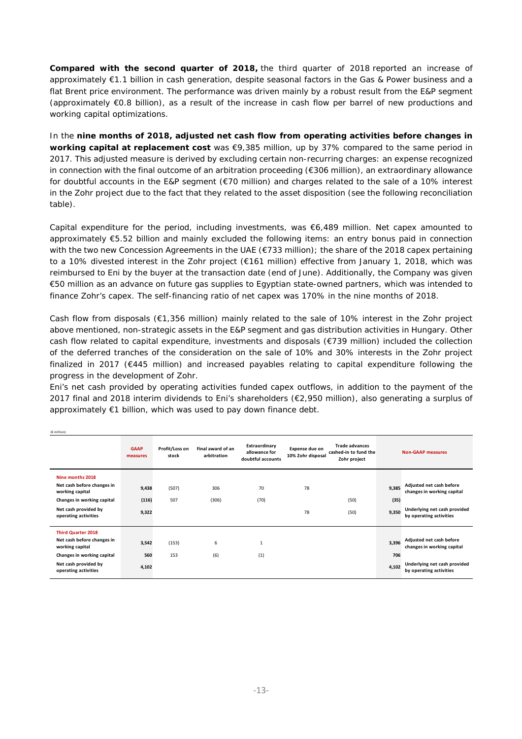**Compared with the second quarter of 2018,** the third quarter of 2018 reported an increase of approximately €1.1 billion in cash generation, despite seasonal factors in the Gas & Power business and a flat Brent price environment. The performance was driven mainly by a robust result from the E&P segment (approximately €0.8 billion), as a result of the increase in cash flow per barrel of new productions and working capital optimizations.

In the **nine months of 2018, adjusted net cash flow from operating activities before changes in working capital at replacement cost** was €9,385 million, up by 37% compared to the same period in 2017. This adjusted measure is derived by excluding certain non-recurring charges: an expense recognized in connection with the final outcome of an arbitration proceeding (€306 million), an extraordinary allowance for doubtful accounts in the E&P segment (€70 million) and charges related to the sale of a 10% interest in the Zohr project due to the fact that they related to the asset disposition (see the following reconciliation table).

Capital expenditure for the period, including investments, was €6,489 million. Net capex amounted to approximately €5.52 billion and mainly excluded the following items: an entry bonus paid in connection with the two new Concession Agreements in the UAE (€733 million); the share of the 2018 capex pertaining to a 10% divested interest in the Zohr project (€161 million) effective from January 1, 2018, which was reimbursed to Eni by the buyer at the transaction date (end of June). Additionally, the Company was given €50 million as an advance on future gas supplies to Egyptian state-owned partners, which was intended to finance Zohr's capex. The self-financing ratio of net capex was 170% in the nine months of 2018.

Cash flow from disposals (€1,356 million) mainly related to the sale of 10% interest in the Zohr project above mentioned, non-strategic assets in the E&P segment and gas distribution activities in Hungary. Other cash flow related to capital expenditure, investments and disposals (€739 million) included the collection of the deferred tranches of the consideration on the sale of 10% and 30% interests in the Zohr project finalized in 2017 (€445 million) and increased payables relating to capital expenditure following the progress in the development of Zohr.

Eni's net cash provided by operating activities funded capex outflows, in addition to the payment of the 2017 final and 2018 interim dividends to Eni's shareholders (€2,950 million), also generating a surplus of approximately €1 billion, which was used to pay down finance debt.

(€ million)

| | GAAP measures | Profit/Loss on stock | Final award of an arbitration | Extraordinary allowance for doubtful accounts | Expense due on 10% Zohr disposal | Trade advances cashed-in to fund the Zohr project | Non-GAAP measures | |
|---|---|---|---|---|---|---|---|---|
| **Nine months 2018** | | | | | | | | |
| Net cash before changes in working capital | 9,438 | (507) | 306 | 70 | 78 | | 9,385 | Adjusted net cash before changes in working capital |
| Changes in working capital | (116) | 507 | (306) | (70) | | (50) | (35) | |
| Net cash provided by operating activities | 9,322 | | | | 78 | (50) | 9,350 | Underlying net cash provided by operating activities |
| **Third Quarter 2018** | | | | | | | | |
| Net cash before changes in working capital | 3,542 | (153) | 6 | 1 | | | 3,396 | Adjusted net cash before changes in working capital |
| Changes in working capital | 560 | 153 | (6) | (1) | | | 706 | |
| Net cash provided by operating activities | 4,102 | | | | | | 4,102 | Underlying net cash provided by operating activities |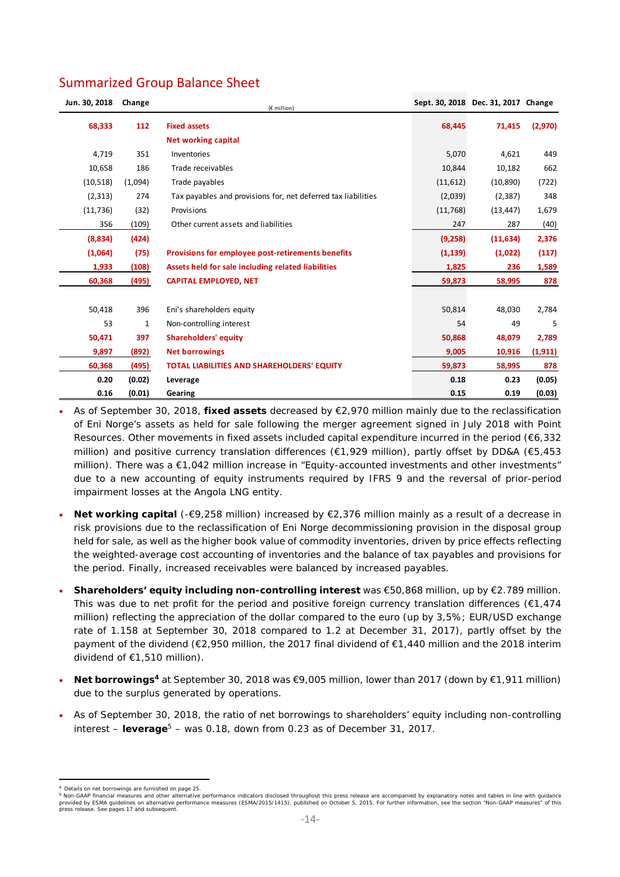## Summarized Group Balance Sheet

| Jun. 30, 2018 | Change | (€ million) | Sept. 30, 2018 | Dec. 31, 2017 | Change |
|---|---|---|---|---|---|
| **68,333** | **112** | **Fixed assets** | **68,445** | **71,415** | **(2,970)** |
| | | **Net working capital** | | | |
| 4,719 | 351 | Inventories | 5,070 | 4,621 | 449 |
| 10,658 | 186 | Trade receivables | 10,844 | 10,182 | 662 |
| (10,518) | (1,094) | Trade payables | (11,612) | (10,890) | (722) |
| (2,313) | 274 | Tax payables and provisions for, net deferred tax liabilities | (2,039) | (2,387) | 348 |
| (11,736) | (32) | Provisions | (11,768) | (13,447) | 1,679 |
| 356 | (109) | Other current assets and liabilities | 247 | 287 | (40) |
| **(8,834)** | **(424)** | | **(9,258)** | **(11,634)** | **2,376** |
| **(1,064)** | **(75)** | **Provisions for employee post-retirements benefits** | **(1,139)** | **(1,022)** | **(117)** |
| **1,933** | **(108)** | **Assets held for sale including related liabilities** | **1,825** | **236** | **1,589** |
| **60,368** | **(495)** | **CAPITAL EMPLOYED, NET** | **59,873** | **58,995** | **878** |
| | | | | | |
| 50,418 | 396 | Eni's shareholders equity | 50,814 | 48,030 | 2,784 |
| 53 | 1 | Non-controlling interest | 54 | 49 | 5 |
| **50,471** | **397** | **Shareholders' equity** | **50,868** | **48,079** | **2,789** |
| **9,897** | **(892)** | **Net borrowings** | **9,005** | **10,916** | **(1,911)** |
| **60,368** | **(495)** | **TOTAL LIABILITIES AND SHAREHOLDERS' EQUITY** | **59,873** | **58,995** | **878** |
| **0.20** | **(0.02)** | **Leverage** | **0.18** | **0.23** | **(0.05)** |
| **0.16** | **(0.01)** | **Gearing** | **0.15** | **0.19** | **(0.03)** |

- As of September 30, 2018, **fixed assets** decreased by €2,970 million mainly due to the reclassification of Eni Norge's assets as held for sale following the merger agreement signed in July 2018 with Point Resources. Other movements in fixed assets included capital expenditure incurred in the period (€6,332 million) and positive currency translation differences (€1,929 million), partly offset by DD&A (€5,453 million). There was a €1,042 million increase in "Equity-accounted investments and other investments" due to a new accounting of equity instruments required by IFRS 9 and the reversal of prior-period impairment losses at the Angola LNG entity.

- **Net working capital** (-€9,258 million) increased by €2,376 million mainly as a result of a decrease in risk provisions due to the reclassification of Eni Norge decommissioning provision in the disposal group held for sale, as well as the higher book value of commodity inventories, driven by price effects reflecting the weighted-average cost accounting of inventories and the balance of tax payables and provisions for the period. Finally, increased receivables were balanced by increased payables.

- **Shareholders' equity including non-controlling interest** was €50,868 million, up by €2.789 million. This was due to net profit for the period and positive foreign currency translation differences (€1,474 million) reflecting the appreciation of the dollar compared to the euro (up by 3,5%; EUR/USD exchange rate of 1.158 at September 30, 2018 compared to 1.2 at December 31, 2017), partly offset by the payment of the dividend (€2,950 million, the 2017 final dividend of €1,440 million and the 2018 interim dividend of €1,510 million).

- **Net borrowings**[4] at September 30, 2018 was €9,005 million, lower than 2017 (down by €1,911 million) due to the surplus generated by operations.

- As of September 30, 2018, the ratio of net borrowings to shareholders' equity including non-controlling interest – **leverage**[5] – was 0.18, down from 0.23 as of December 31, 2017.

---

[4] Details on net borrowings are furnished on page 25.

[5] Non-GAAP financial measures and other alternative performance indicators disclosed throughout this press release are accompanied by explanatory notes and tables in line with guidance provided by ESMA guidelines on alternative performance measures (ESMA/2015/1415), published on October 5, 2015. For further information, see the section "Non-GAAP measures" of this press release. See pages 17 and subsequent.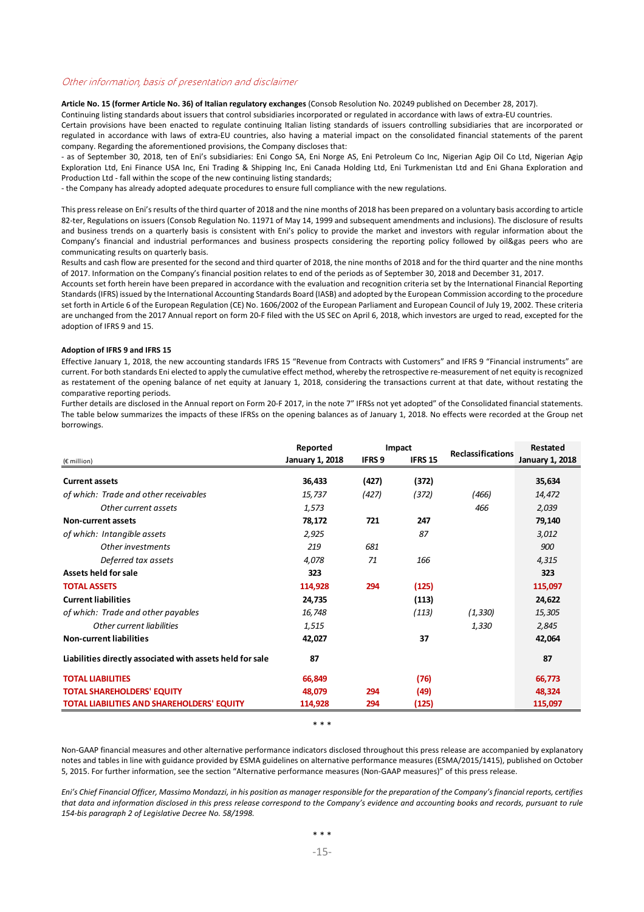## *Other information, basis of presentation and disclaimer*

**Article No. 15 (former Article No. 36) of Italian regulatory exchanges** (Consob Resolution No. 20249 published on December 28, 2017).

Continuing listing standards about issuers that control subsidiaries incorporated or regulated in accordance with laws of extra-EU countries.

Certain provisions have been enacted to regulate continuing Italian listing standards of issuers controlling subsidiaries that are incorporated or regulated in accordance with laws of extra-EU countries, also having a material impact on the consolidated financial statements of the parent company. Regarding the aforementioned provisions, the Company discloses that:

- as of September 30, 2018, ten of Eni's subsidiaries: Eni Congo SA, Eni Norge AS, Eni Petroleum Co Inc, Nigerian Agip Oil Co Ltd, Nigerian Agip Exploration Ltd, Eni Finance USA Inc, Eni Trading & Shipping Inc, Eni Canada Holding Ltd, Eni Turkmenistan Ltd and Eni Ghana Exploration and Production Ltd - fall within the scope of the new continuing listing standards;
- the Company has already adopted adequate procedures to ensure full compliance with the new regulations.

This press release on Eni's results of the third quarter of 2018 and the nine months of 2018 has been prepared on a voluntary basis according to article 82-ter, Regulations on issuers (Consob Regulation No. 11971 of May 14, 1999 and subsequent amendments and inclusions). The disclosure of results and business trends on a quarterly basis is consistent with Eni's policy to provide the market and investors with regular information about the Company's financial and industrial performances and business prospects considering the reporting policy followed by oil&gas peers who are communicating results on quarterly basis.

Results and cash flow are presented for the second and third quarter of 2018, the nine months of 2018 and for the third quarter and the nine months of 2017. Information on the Company's financial position relates to end of the periods as of September 30, 2018 and December 31, 2017.

Accounts set forth herein have been prepared in accordance with the evaluation and recognition criteria set by the International Financial Reporting Standards (IFRS) issued by the International Accounting Standards Board (IASB) and adopted by the European Commission according to the procedure set forth in Article 6 of the European Regulation (CE) No. 1606/2002 of the European Parliament and European Council of July 19, 2002. These criteria are unchanged from the 2017 Annual report on form 20-F filed with the US SEC on April 6, 2018, which investors are urged to read, excepted for the adoption of IFRS 9 and 15.

**Adoption of IFRS 9 and IFRS 15**

Effective January 1, 2018, the new accounting standards IFRS 15 "Revenue from Contracts with Customers" and IFRS 9 "Financial instruments" are current. For both standards Eni elected to apply the cumulative effect method, whereby the retrospective re-measurement of net equity is recognized as restatement of the opening balance of net equity at January 1, 2018, considering the transactions current at that date, without restating the comparative reporting periods.

Further details are disclosed in the Annual report on Form 20-F 2017, in the note 7" IFRSs not yet adopted" of the Consolidated financial statements. The table below summarizes the impacts of these IFRSs on the opening balances as of January 1, 2018. No effects were recorded at the Group net borrowings.

| (€ million) | Reported January 1, 2018 | Impact IFRS 9 | Impact IFRS 15 | Reclassifications | Restated January 1, 2018 |
|---|---|---|---|---|---|
| **Current assets** | **36,433** | **(427)** | **(372)** | | **35,634** |
| *of which: Trade and other receivables* | *15,737* | *(427)* | *(372)* | *(466)* | *14,472* |
| *Other current assets* | *1,573* | | | *466* | *2,039* |
| **Non-current assets** | **78,172** | **721** | **247** | | **79,140** |
| *of which: Intangible assets* | *2,925* | | *87* | | *3,012* |
| *Other investments* | *219* | *681* | | | *900* |
| *Deferred tax assets* | *4,078* | *71* | *166* | | *4,315* |
| **Assets held for sale** | **323** | | | | **323** |
| **TOTAL ASSETS** | **114,928** | **294** | **(125)** | | **115,097** |
| **Current liabilities** | **24,735** | | **(113)** | | **24,622** |
| *of which: Trade and other payables* | *16,748* | | *(113)* | *(1,330)* | *15,305* |
| *Other current liabilities* | *1,515* | | | *1,330* | *2,845* |
| **Non-current liabilities** | **42,027** | | **37** | | **42,064** |
| **Liabilities directly associated with assets held for sale** | **87** | | | | **87** |
| **TOTAL LIABILITIES** | **66,849** | | **(76)** | | **66,773** |
| **TOTAL SHAREHOLDERS' EQUITY** | **48,079** | **294** | **(49)** | | **48,324** |
| **TOTAL LIABILITIES AND SHAREHOLDERS' EQUITY** | **114,928** | **294** | **(125)** | | **115,097** |

\* \* \*

Non-GAAP financial measures and other alternative performance indicators disclosed throughout this press release are accompanied by explanatory notes and tables in line with guidance provided by ESMA guidelines on alternative performance measures (ESMA/2015/1415), published on October 5, 2015. For further information, see the section "Alternative performance measures (Non-GAAP measures)" of this press release.

*Eni's Chief Financial Officer, Massimo Mondazzi, in his position as manager responsible for the preparation of the Company's financial reports, certifies that data and information disclosed in this press release correspond to the Company's evidence and accounting books and records, pursuant to rule 154-bis paragraph 2 of Legislative Decree No. 58/1998.*

\* \* \*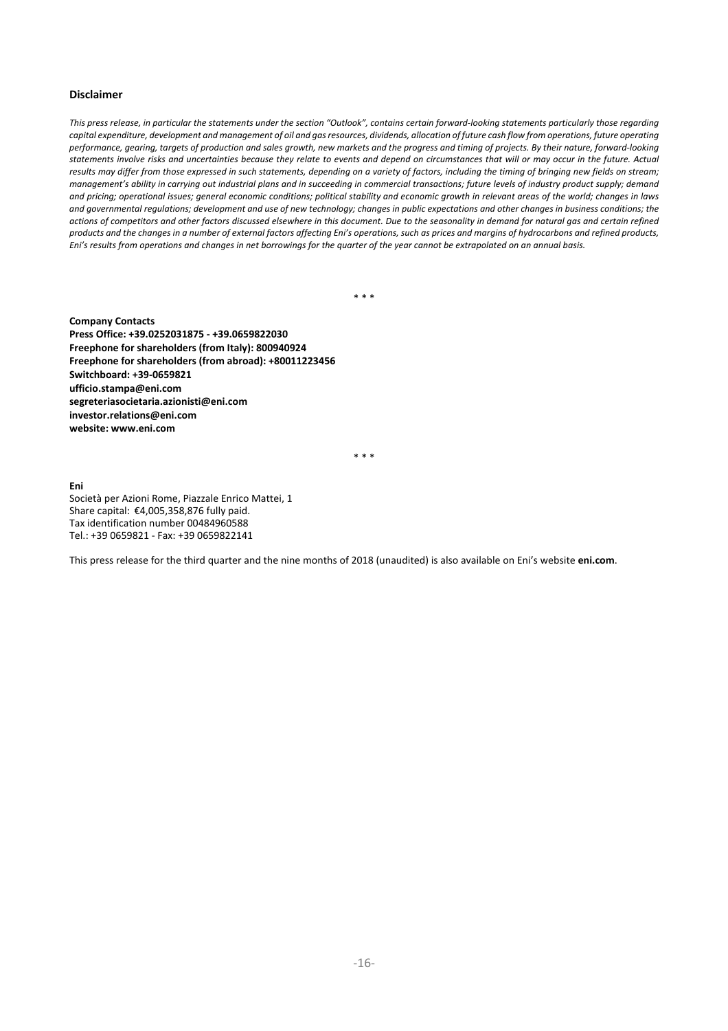**Disclaimer**

*This press release, in particular the statements under the section "Outlook", contains certain forward-looking statements particularly those regarding capital expenditure, development and management of oil and gas resources, dividends, allocation of future cash flow from operations, future operating performance, gearing, targets of production and sales growth, new markets and the progress and timing of projects. By their nature, forward-looking statements involve risks and uncertainties because they relate to events and depend on circumstances that will or may occur in the future. Actual results may differ from those expressed in such statements, depending on a variety of factors, including the timing of bringing new fields on stream; management's ability in carrying out industrial plans and in succeeding in commercial transactions; future levels of industry product supply; demand and pricing; operational issues; general economic conditions; political stability and economic growth in relevant areas of the world; changes in laws and governmental regulations; development and use of new technology; changes in public expectations and other changes in business conditions; the actions of competitors and other factors discussed elsewhere in this document. Due to the seasonality in demand for natural gas and certain refined products and the changes in a number of external factors affecting Eni's operations, such as prices and margins of hydrocarbons and refined products, Eni's results from operations and changes in net borrowings for the quarter of the year cannot be extrapolated on an annual basis.*

\* \* \*

**Company Contacts**
**Press Office: +39.0252031875 - +39.0659822030**
**Freephone for shareholders (from Italy): 800940924**
**Freephone for shareholders (from abroad): +80011223456**
**Switchboard: +39-0659821**
**ufficio.stampa@eni.com**
**segreteriasocietaria.azionisti@eni.com**
**investor.relations@eni.com**
**website: www.eni.com**

\* \* \*

**Eni**
Società per Azioni Rome, Piazzale Enrico Mattei, 1
Share capital: €4,005,358,876 fully paid.
Tax identification number 00484960588
Tel.: +39 0659821 - Fax: +39 0659822141

This press release for the third quarter and the nine months of 2018 (unaudited) is also available on Eni's website **eni.com**.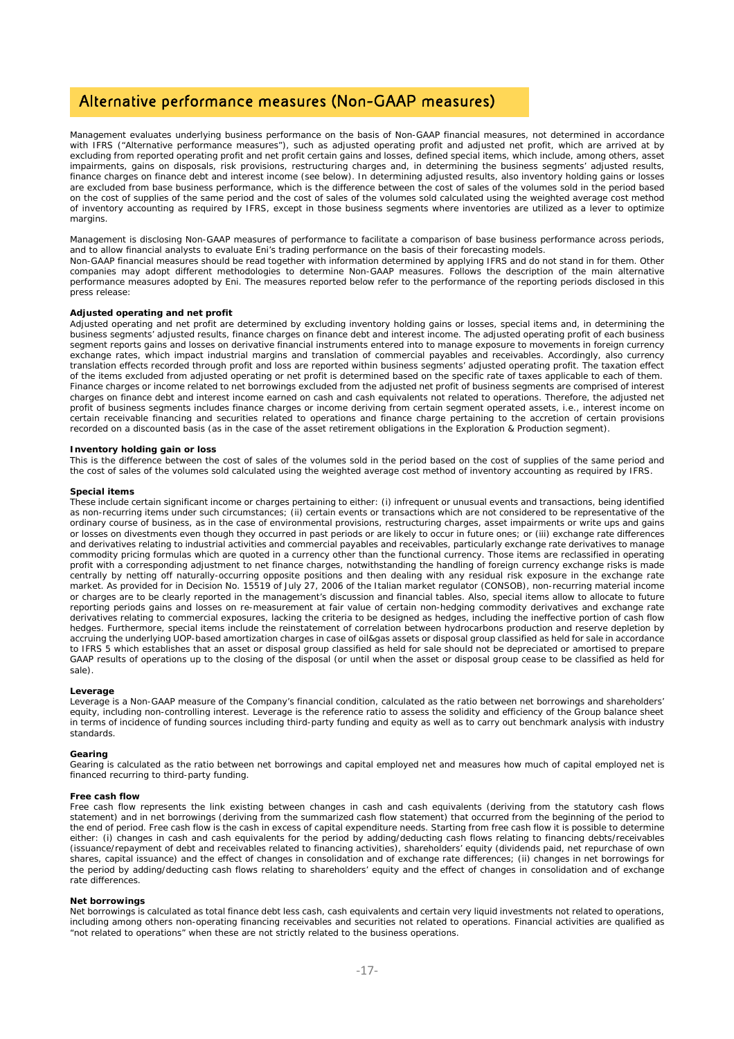# Alternative performance measures (Non-GAAP measures)

Management evaluates underlying business performance on the basis of Non-GAAP financial measures, not determined in accordance with IFRS ("Alternative performance measures"), such as adjusted operating profit and adjusted net profit, which are arrived at by excluding from reported operating profit and net profit certain gains and losses, defined special items, which include, among others, asset impairments, gains on disposals, risk provisions, restructuring charges and, in determining the business segments' adjusted results, finance charges on finance debt and interest income (see below). In determining adjusted results, also inventory holding gains or losses are excluded from base business performance, which is the difference between the cost of sales of the volumes sold in the period based on the cost of supplies of the same period and the cost of sales of the volumes sold calculated using the weighted average cost method of inventory accounting as required by IFRS, except in those business segments where inventories are utilized as a lever to optimize margins.

Management is disclosing Non-GAAP measures of performance to facilitate a comparison of base business performance across periods, and to allow financial analysts to evaluate Eni's trading performance on the basis of their forecasting models.

Non-GAAP financial measures should be read together with information determined by applying IFRS and do not stand in for them. Other companies may adopt different methodologies to determine Non-GAAP measures. Follows the description of the main alternative performance measures adopted by Eni. The measures reported below refer to the performance of the reporting periods disclosed in this press release:

**Adjusted operating and net profit**

Adjusted operating and net profit are determined by excluding inventory holding gains or losses, special items and, in determining the business segments' adjusted results, finance charges on finance debt and interest income. The adjusted operating profit of each business segment reports gains and losses on derivative financial instruments entered into to manage exposure to movements in foreign currency exchange rates, which impact industrial margins and translation of commercial payables and receivables. Accordingly, also currency translation effects recorded through profit and loss are reported within business segments' adjusted operating profit. The taxation effect of the items excluded from adjusted operating or net profit is determined based on the specific rate of taxes applicable to each of them. Finance charges or income related to net borrowings excluded from the adjusted net profit of business segments are comprised of interest charges on finance debt and interest income earned on cash and cash equivalents not related to operations. Therefore, the adjusted net profit of business segments includes finance charges or income deriving from certain segment operated assets, i.e., interest income on certain receivable financing and securities related to operations and finance charge pertaining to the accretion of certain provisions recorded on a discounted basis (as in the case of the asset retirement obligations in the Exploration & Production segment).

**Inventory holding gain or loss**

This is the difference between the cost of sales of the volumes sold in the period based on the cost of supplies of the same period and the cost of sales of the volumes sold calculated using the weighted average cost method of inventory accounting as required by IFRS.

**Special items**

These include certain significant income or charges pertaining to either: (i) infrequent or unusual events and transactions, being identified as non-recurring items under such circumstances; (ii) certain events or transactions which are not considered to be representative of the ordinary course of business, as in the case of environmental provisions, restructuring charges, asset impairments or write ups and gains or losses on divestments even though they occurred in past periods or are likely to occur in future ones; or (iii) exchange rate differences and derivatives relating to industrial activities and commercial payables and receivables, particularly exchange rate derivatives to manage commodity pricing formulas which are quoted in a currency other than the functional currency. Those items are reclassified in operating profit with a corresponding adjustment to net finance charges, notwithstanding the handling of foreign currency exchange risks is made centrally by netting off naturally-occurring opposite positions and then dealing with any residual risk exposure in the exchange rate market. As provided for in Decision No. 15519 of July 27, 2006 of the Italian market regulator (CONSOB), non-recurring material income or charges are to be clearly reported in the management's discussion and financial tables. Also, special items allow to allocate to future reporting periods gains and losses on re-measurement at fair value of certain non-hedging commodity derivatives and exchange rate derivatives relating to commercial exposures, lacking the criteria to be designed as hedges, including the ineffective portion of cash flow hedges. Furthermore, special items include the reinstatement of correlation between hydrocarbons production and reserve depletion by accruing the underlying UOP-based amortization charges in case of oil&gas assets or disposal group classified as held for sale in accordance to IFRS 5 which establishes that an asset or disposal group classified as held for sale should not be depreciated or amortised to prepare GAAP results of operations up to the closing of the disposal (or until when the asset or disposal group cease to be classified as held for sale).

**Leverage**

Leverage is a Non-GAAP measure of the Company's financial condition, calculated as the ratio between net borrowings and shareholders' equity, including non-controlling interest. Leverage is the reference ratio to assess the solidity and efficiency of the Group balance sheet in terms of incidence of funding sources including third-party funding and equity as well as to carry out benchmark analysis with industry standards.

**Gearing**

Gearing is calculated as the ratio between net borrowings and capital employed net and measures how much of capital employed net is financed recurring to third-party funding.

**Free cash flow**

Free cash flow represents the link existing between changes in cash and cash equivalents (deriving from the statutory cash flows statement) and in net borrowings (deriving from the summarized cash flow statement) that occurred from the beginning of the period to the end of period. Free cash flow is the cash in excess of capital expenditure needs. Starting from free cash flow it is possible to determine either: (i) changes in cash and cash equivalents for the period by adding/deducting cash flows relating to financing debts/receivables (issuance/repayment of debt and receivables related to financing activities), shareholders' equity (dividends paid, net repurchase of own shares, capital issuance) and the effect of changes in consolidation and of exchange rate differences; (ii) changes in net borrowings for the period by adding/deducting cash flows relating to shareholders' equity and the effect of changes in consolidation and of exchange rate differences.

**Net borrowings**

Net borrowings is calculated as total finance debt less cash, cash equivalents and certain very liquid investments not related to operations, including among others non-operating financing receivables and securities not related to operations. Financial activities are qualified as "not related to operations" when these are not strictly related to the business operations.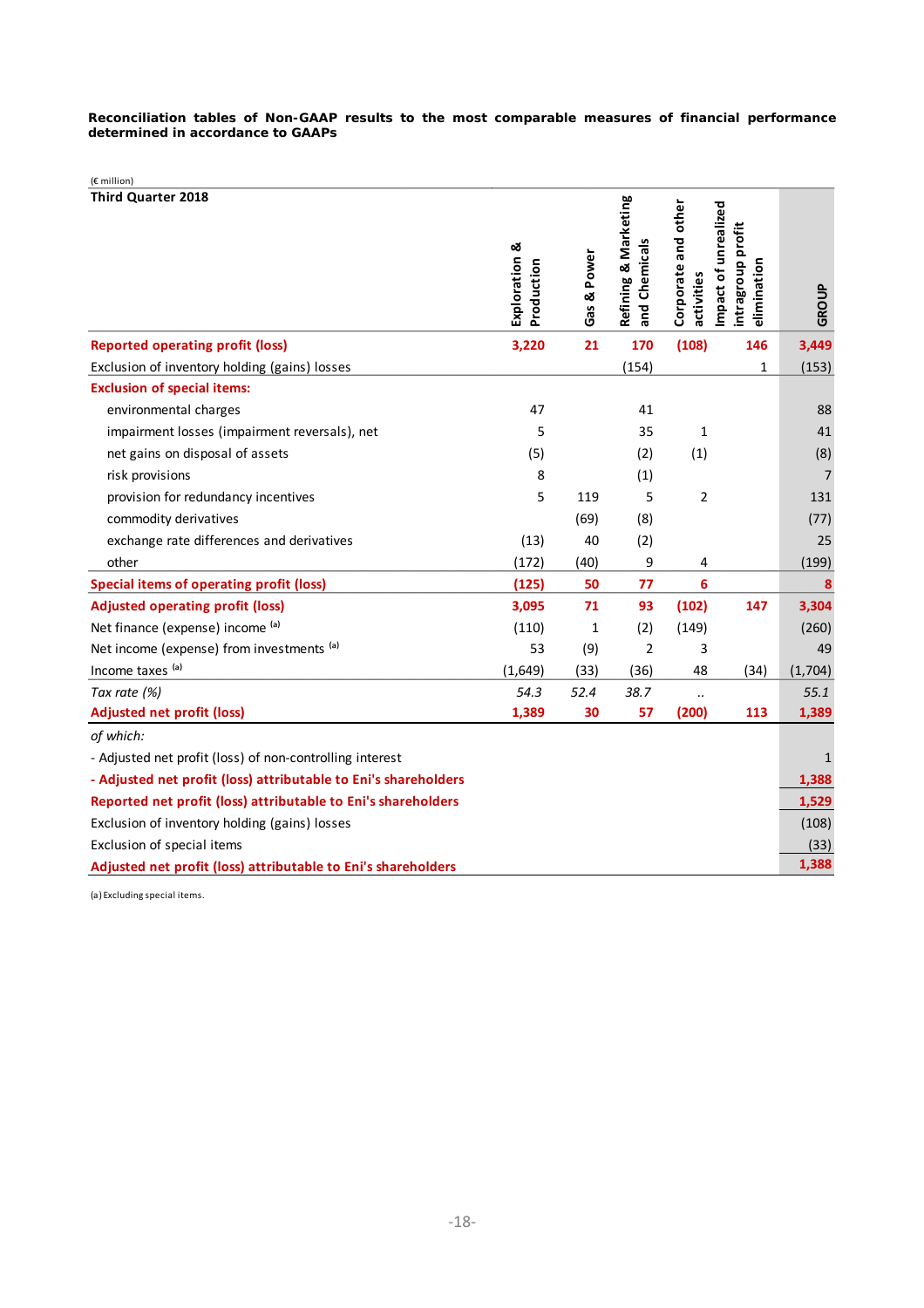**Reconciliation tables of Non-GAAP results to the most comparable measures of financial performance determined in accordance to GAAPs**

(€ million)

| Third Quarter 2018 | Exploration & Production | Gas & Power | Refining & Marketing and Chemicals | Corporate and other activities | Impact of unrealized intragroup profit elimination | GROUP |
|---|---|---|---|---|---|---|
| **Reported operating profit (loss)** | **3,220** | **21** | **170** | **(108)** | **146** | **3,449** |
| Exclusion of inventory holding (gains) losses | | | (154) | | 1 | (153) |
| **Exclusion of special items:** | | | | | | |
| environmental charges | 47 | | 41 | | | 88 |
| impairment losses (impairment reversals), net | 5 | | 35 | 1 | | 41 |
| net gains on disposal of assets | (5) | | (2) | (1) | | (8) |
| risk provisions | 8 | | (1) | | | 7 |
| provision for redundancy incentives | 5 | 119 | 5 | 2 | | 131 |
| commodity derivatives | | (69) | (8) | | | (77) |
| exchange rate differences and derivatives | (13) | 40 | (2) | | | 25 |
| other | (172) | (40) | 9 | 4 | | (199) |
| **Special items of operating profit (loss)** | **(125)** | **50** | **77** | **6** | | **8** |
| **Adjusted operating profit (loss)** | **3,095** | **71** | **93** | **(102)** | **147** | **3,304** |
| Net finance (expense) income [(a)] | (110) | 1 | (2) | (149) | | (260) |
| Net income (expense) from investments [(a)] | 53 | (9) | 2 | 3 | | 49 |
| Income taxes [(a)] | (1,649) | (33) | (36) | 48 | (34) | (1,704) |
| *Tax rate (%)* | *54.3* | *52.4* | *38.7* | .. | | *55.1* |
| **Adjusted net profit (loss)** | **1,389** | **30** | **57** | **(200)** | **113** | **1,389** |
| *of which:* | | | | | | |
| - Adjusted net profit (loss) of non-controlling interest | | | | | | 1 |
| **- Adjusted net profit (loss) attributable to Eni's shareholders** | | | | | | **1,388** |
| **Reported net profit (loss) attributable to Eni's shareholders** | | | | | | **1,529** |
| Exclusion of inventory holding (gains) losses | | | | | | (108) |
| Exclusion of special items | | | | | | (33) |
| **Adjusted net profit (loss) attributable to Eni's shareholders** | | | | | | **1,388** |

(a) Excluding special items.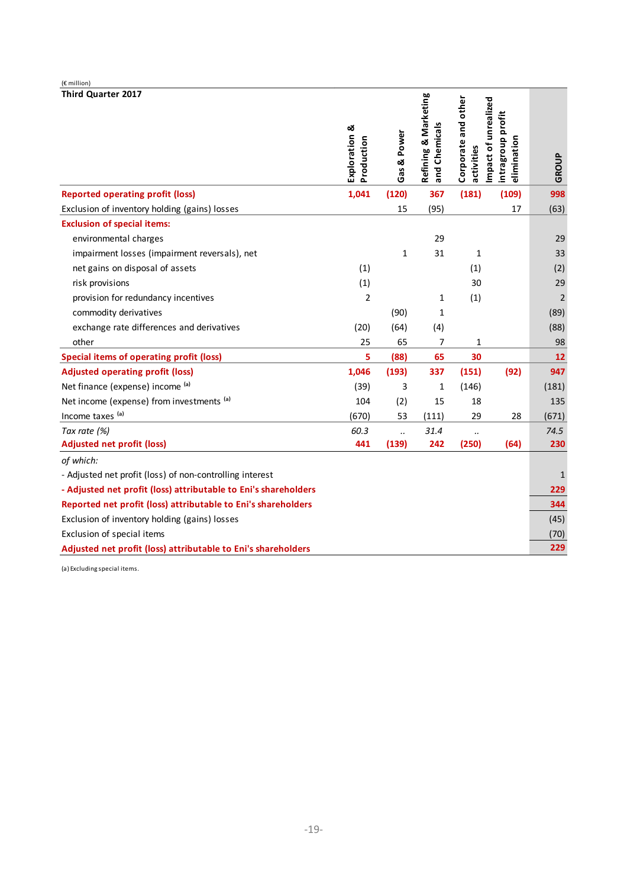(€ million)

| Third Quarter 2017 | Exploration & Production | Gas & Power | Refining & Marketing and Chemicals | Corporate and other activities | Impact of unrealized intragroup profit elimination | GROUP |
|---|---|---|---|---|---|---|
| **Reported operating profit (loss)** | **1,041** | **(120)** | **367** | **(181)** | **(109)** | **998** |
| Exclusion of inventory holding (gains) losses | | 15 | (95) | | 17 | (63) |
| **Exclusion of special items:** | | | | | | |
| environmental charges | | | 29 | | | 29 |
| impairment losses (impairment reversals), net | | 1 | 31 | 1 | | 33 |
| net gains on disposal of assets | (1) | | | (1) | | (2) |
| risk provisions | (1) | | | 30 | | 29 |
| provision for redundancy incentives | 2 | | 1 | (1) | | 2 |
| commodity derivatives | | (90) | 1 | | | (89) |
| exchange rate differences and derivatives | (20) | (64) | (4) | | | (88) |
| other | 25 | 65 | 7 | 1 | | 98 |
| **Special items of operating profit (loss)** | **5** | **(88)** | **65** | **30** | | **12** |
| **Adjusted operating profit (loss)** | **1,046** | **(193)** | **337** | **(151)** | **(92)** | **947** |
| Net finance (expense) income [(a)] | (39) | 3 | 1 | (146) | | (181) |
| Net income (expense) from investments [(a)] | 104 | (2) | 15 | 18 | | 135 |
| Income taxes [(a)] | (670) | 53 | (111) | 29 | 28 | (671) |
| *Tax rate (%)* | *60.3* | *..* | *31.4* | *..* | | *74.5* |
| **Adjusted net profit (loss)** | **441** | **(139)** | **242** | **(250)** | **(64)** | **230** |
| *of which:* | | | | | | |
| - Adjusted net profit (loss) of non-controlling interest | | | | | | 1 |
| **- Adjusted net profit (loss) attributable to Eni's shareholders** | | | | | | **229** |
| **Reported net profit (loss) attributable to Eni's shareholders** | | | | | | **344** |
| Exclusion of inventory holding (gains) losses | | | | | | (45) |
| Exclusion of special items | | | | | | (70) |
| **Adjusted net profit (loss) attributable to Eni's shareholders** | | | | | | **229** |

(a) Excluding special items.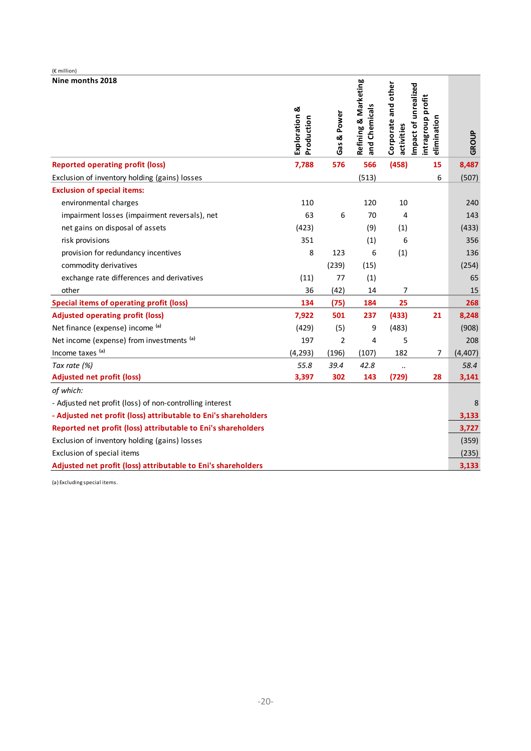(€ million)

| Nine months 2018 | Exploration & Production | Gas & Power | Refining & Marketing and Chemicals | Corporate and other activities | Impact of unrealized intragroup profit elimination | GROUP |
|---|---|---|---|---|---|---|
| **Reported operating profit (loss)** | **7,788** | **576** | **566** | **(458)** | **15** | **8,487** |
| Exclusion of inventory holding (gains) losses | | | (513) | | 6 | (507) |
| **Exclusion of special items:** | | | | | | |
| environmental charges | 110 | | 120 | 10 | | 240 |
| impairment losses (impairment reversals), net | 63 | 6 | 70 | 4 | | 143 |
| net gains on disposal of assets | (423) | | (9) | (1) | | (433) |
| risk provisions | 351 | | (1) | 6 | | 356 |
| provision for redundancy incentives | 8 | 123 | 6 | (1) | | 136 |
| commodity derivatives | | (239) | (15) | | | (254) |
| exchange rate differences and derivatives | (11) | 77 | (1) | | | 65 |
| other | 36 | (42) | 14 | 7 | | 15 |
| **Special items of operating profit (loss)** | **134** | **(75)** | **184** | **25** | | **268** |
| **Adjusted operating profit (loss)** | **7,922** | **501** | **237** | **(433)** | **21** | **8,248** |
| Net finance (expense) income [(a)] | (429) | (5) | 9 | (483) | | (908) |
| Net income (expense) from investments [(a)] | 197 | 2 | 4 | 5 | | 208 |
| Income taxes [(a)] | (4,293) | (196) | (107) | 182 | 7 | (4,407) |
| *Tax rate (%)* | *55.8* | *39.4* | *42.8* | *..* | | *58.4* |
| **Adjusted net profit (loss)** | **3,397** | **302** | **143** | **(729)** | **28** | **3,141** |
| *of which:* | | | | | | |
| - Adjusted net profit (loss) of non-controlling interest | | | | | | 8 |
| **- Adjusted net profit (loss) attributable to Eni's shareholders** | | | | | | **3,133** |
| **Reported net profit (loss) attributable to Eni's shareholders** | | | | | | **3,727** |
| Exclusion of inventory holding (gains) losses | | | | | | (359) |
| Exclusion of special items | | | | | | (235) |
| **Adjusted net profit (loss) attributable to Eni's shareholders** | | | | | | **3,133** |

(a) Excluding special items.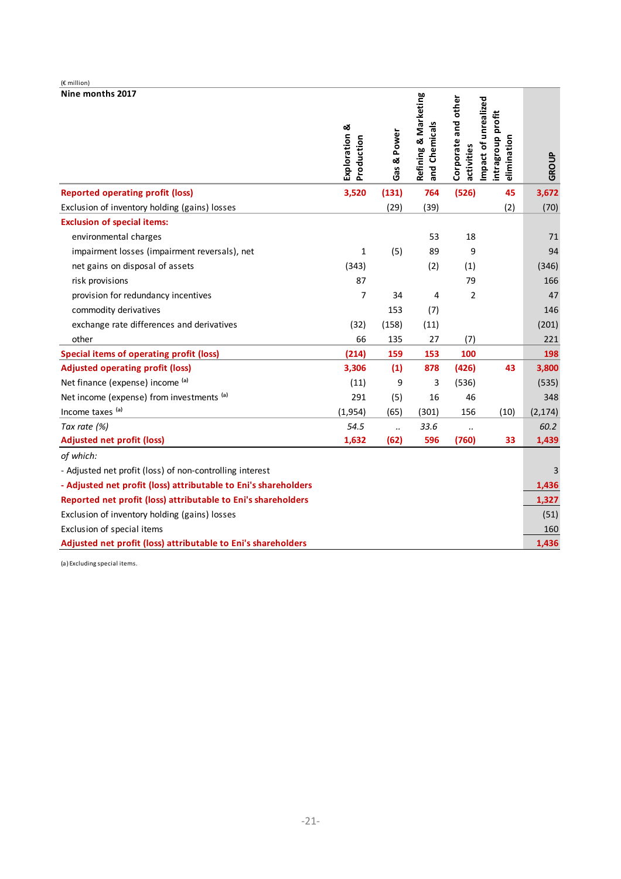(€ million)

| Nine months 2017 | Exploration & Production | Gas & Power | Refining & Marketing and Chemicals | Corporate and other activities | Impact of unrealized intragroup profit elimination | GROUP |
|---|---|---|---|---|---|---|
| **Reported operating profit (loss)** | **3,520** | **(131)** | **764** | **(526)** | **45** | **3,672** |
| Exclusion of inventory holding (gains) losses | | (29) | (39) | | (2) | (70) |
| **Exclusion of special items:** | | | | | | |
| environmental charges | | | 53 | 18 | | 71 |
| impairment losses (impairment reversals), net | 1 | (5) | 89 | 9 | | 94 |
| net gains on disposal of assets | (343) | | (2) | (1) | | (346) |
| risk provisions | 87 | | | 79 | | 166 |
| provision for redundancy incentives | 7 | 34 | 4 | 2 | | 47 |
| commodity derivatives | | 153 | (7) | | | 146 |
| exchange rate differences and derivatives | (32) | (158) | (11) | | | (201) |
| other | 66 | 135 | 27 | (7) | | 221 |
| **Special items of operating profit (loss)** | **(214)** | **159** | **153** | **100** | | **198** |
| **Adjusted operating profit (loss)** | **3,306** | **(1)** | **878** | **(426)** | **43** | **3,800** |
| Net finance (expense) income [(a)] | (11) | 9 | 3 | (536) | | (535) |
| Net income (expense) from investments [(a)] | 291 | (5) | 16 | 46 | | 348 |
| Income taxes [(a)] | (1,954) | (65) | (301) | 156 | (10) | (2,174) |
| *Tax rate (%)* | *54.5* | *..* | *33.6* | *..* | | *60.2* |
| **Adjusted net profit (loss)** | **1,632** | **(62)** | **596** | **(760)** | **33** | **1,439** |
| *of which:* | | | | | | |
| - Adjusted net profit (loss) of non-controlling interest | | | | | | 3 |
| **- Adjusted net profit (loss) attributable to Eni's shareholders** | | | | | | **1,436** |
| **Reported net profit (loss) attributable to Eni's shareholders** | | | | | | **1,327** |
| Exclusion of inventory holding (gains) losses | | | | | | (51) |
| Exclusion of special items | | | | | | 160 |
| **Adjusted net profit (loss) attributable to Eni's shareholders** | | | | | | **1,436** |

(a) Excluding special items.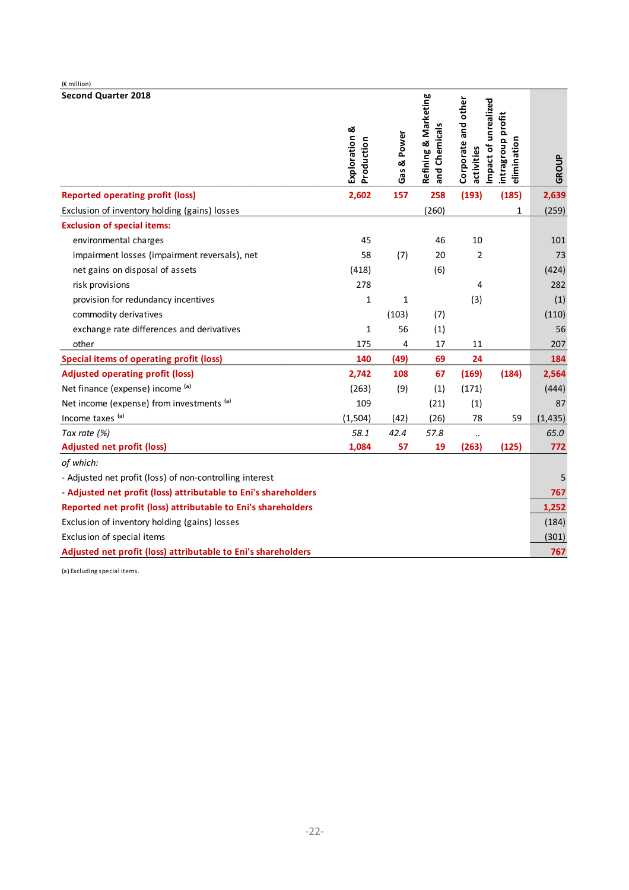(€ million)

| Second Quarter 2018 | Exploration & Production | Gas & Power | Refining & Marketing and Chemicals | Corporate and other activities | Impact of unrealized intragroup profit elimination | GROUP |
|---|---|---|---|---|---|---|
| **Reported operating profit (loss)** | **2,602** | **157** | **258** | **(193)** | **(185)** | **2,639** |
| Exclusion of inventory holding (gains) losses | | | (260) | | 1 | (259) |
| **Exclusion of special items:** | | | | | | |
| environmental charges | 45 | | 46 | 10 | | 101 |
| impairment losses (impairment reversals), net | 58 | (7) | 20 | 2 | | 73 |
| net gains on disposal of assets | (418) | | (6) | | | (424) |
| risk provisions | 278 | | | 4 | | 282 |
| provision for redundancy incentives | 1 | 1 | | (3) | | (1) |
| commodity derivatives | | (103) | (7) | | | (110) |
| exchange rate differences and derivatives | 1 | 56 | (1) | | | 56 |
| other | 175 | 4 | 17 | 11 | | 207 |
| **Special items of operating profit (loss)** | **140** | **(49)** | **69** | **24** | | **184** |
| **Adjusted operating profit (loss)** | **2,742** | **108** | **67** | **(169)** | **(184)** | **2,564** |
| Net finance (expense) income [(a)] | (263) | (9) | (1) | (171) | | (444) |
| Net income (expense) from investments [(a)] | 109 | | (21) | (1) | | 87 |
| Income taxes [(a)] | (1,504) | (42) | (26) | 78 | 59 | (1,435) |
| *Tax rate (%)* | *58.1* | *42.4* | *57.8* | *..* | | *65.0* |
| **Adjusted net profit (loss)** | **1,084** | **57** | **19** | **(263)** | **(125)** | **772** |
| *of which:* | | | | | | |
| - Adjusted net profit (loss) of non-controlling interest | | | | | | 5 |
| **- Adjusted net profit (loss) attributable to Eni's shareholders** | | | | | | **767** |
| **Reported net profit (loss) attributable to Eni's shareholders** | | | | | | **1,252** |
| Exclusion of inventory holding (gains) losses | | | | | | (184) |
| Exclusion of special items | | | | | | (301) |
| **Adjusted net profit (loss) attributable to Eni's shareholders** | | | | | | **767** |

(a) Excluding special items.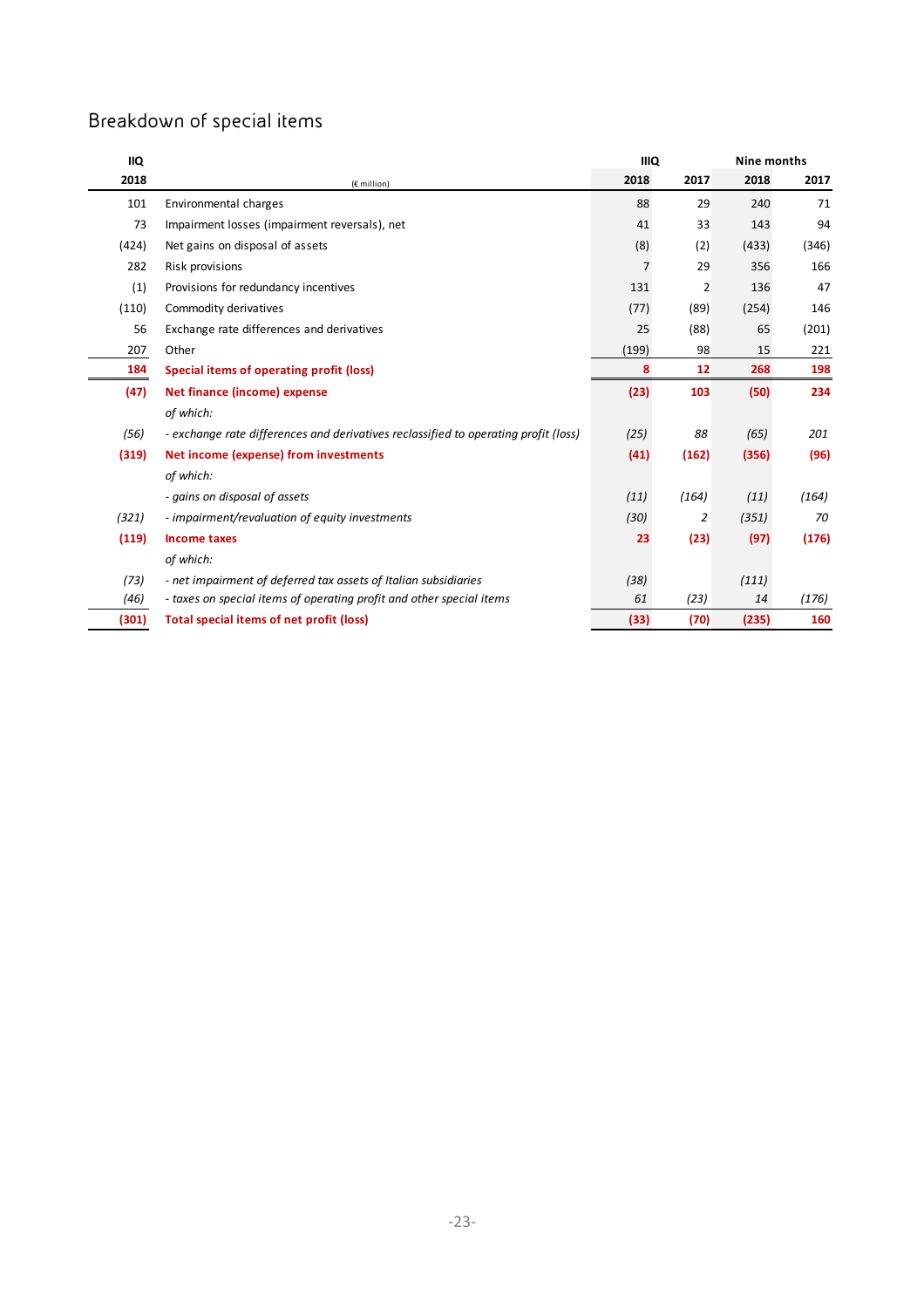## Breakdown of special items

| IIQ | | IIIQ | | Nine months | |
|---|---|---|---|---|---|
| 2018 | (€ million) | 2018 | 2017 | 2018 | 2017 |
| 101 | Environmental charges | 88 | 29 | 240 | 71 |
| 73 | Impairment losses (impairment reversals), net | 41 | 33 | 143 | 94 |
| (424) | Net gains on disposal of assets | (8) | (2) | (433) | (346) |
| 282 | Risk provisions | 7 | 29 | 356 | 166 |
| (1) | Provisions for redundancy incentives | 131 | 2 | 136 | 47 |
| (110) | Commodity derivatives | (77) | (89) | (254) | 146 |
| 56 | Exchange rate differences and derivatives | 25 | (88) | 65 | (201) |
| 207 | Other | (199) | 98 | 15 | 221 |
| **184** | **Special items of operating profit (loss)** | **8** | **12** | **268** | **198** |
| **(47)** | **Net finance (income) expense** | **(23)** | **103** | **(50)** | **234** |
| | *of which:* | | | | |
| *(56)* | *- exchange rate differences and derivatives reclassified to operating profit (loss)* | *(25)* | *88* | *(65)* | *201* |
| **(319)** | **Net income (expense) from investments** | **(41)** | **(162)** | **(356)** | **(96)** |
| | *of which:* | | | | |
| | *- gains on disposal of assets* | *(11)* | *(164)* | *(11)* | *(164)* |
| *(321)* | *- impairment/revaluation of equity investments* | *(30)* | *2* | *(351)* | *70* |
| **(119)** | **Income taxes** | **23** | **(23)** | **(97)** | **(176)** |
| | *of which:* | | | | |
| *(73)* | *- net impairment of deferred tax assets of Italian subsidiaries* | *(38)* | | *(111)* | |
| *(46)* | *- taxes on special items of operating profit and other special items* | *61* | *(23)* | *14* | *(176)* |
| **(301)** | **Total special items of net profit (loss)** | **(33)** | **(70)** | **(235)** | **160** |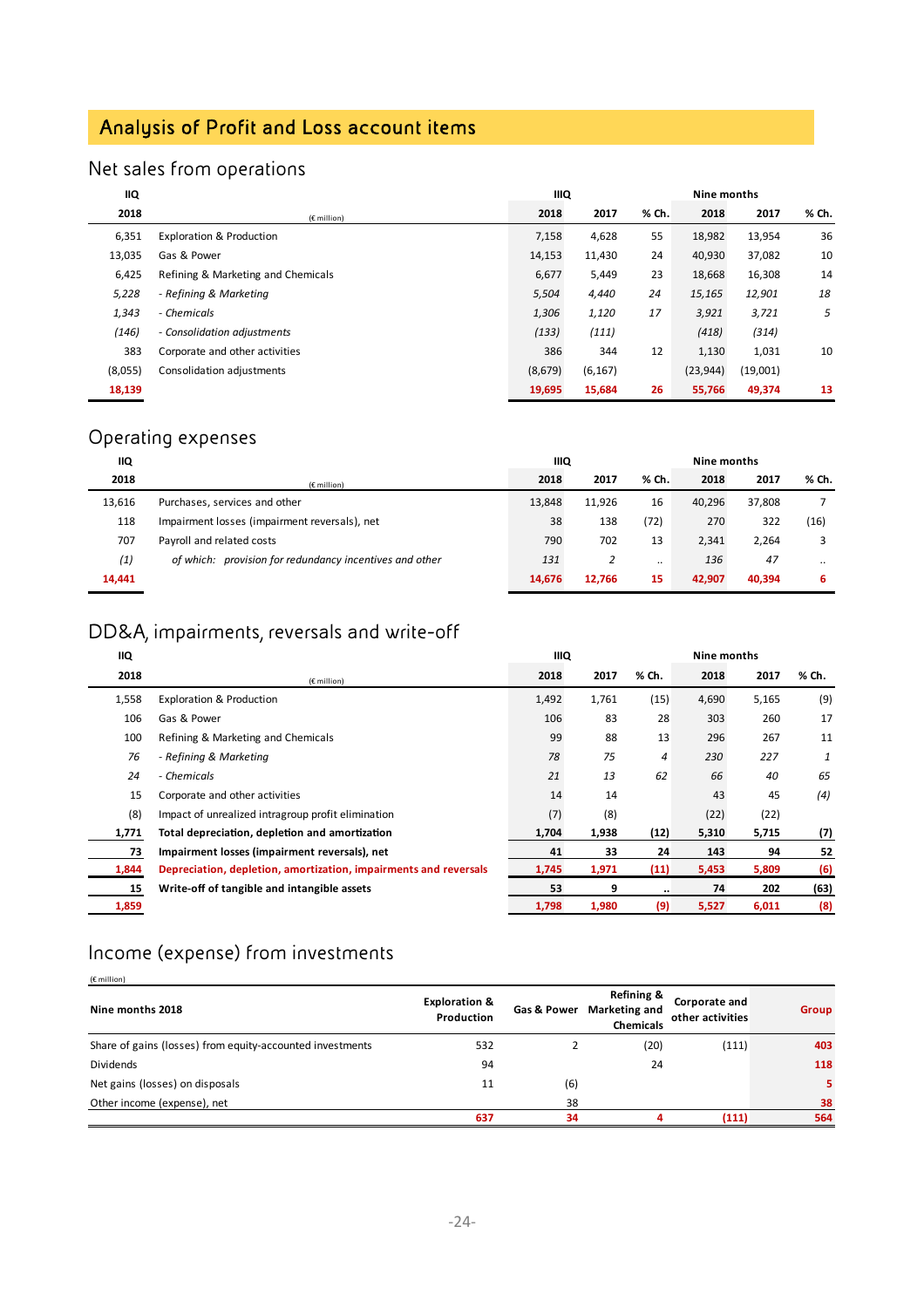# Analysis of Profit and Loss account items

## Net sales from operations

| IIQ 2018 | (€ million) | IIIQ 2018 | IIIQ 2017 | % Ch. | Nine months 2018 | Nine months 2017 | % Ch. |
|---|---|---|---|---|---|---|---|
| 6,351 | Exploration & Production | 7,158 | 4,628 | 55 | 18,982 | 13,954 | 36 |
| 13,035 | Gas & Power | 14,153 | 11,430 | 24 | 40,930 | 37,082 | 10 |
| 6,425 | Refining & Marketing and Chemicals | 6,677 | 5,449 | 23 | 18,668 | 16,308 | 14 |
| *5,228* | *- Refining & Marketing* | *5,504* | *4,440* | *24* | *15,165* | *12,901* | *18* |
| *1,343* | *- Chemicals* | *1,306* | *1,120* | *17* | *3,921* | *3,721* | *5* |
| *(146)* | *- Consolidation adjustments* | *(133)* | *(111)* | | *(418)* | *(314)* | |
| 383 | Corporate and other activities | 386 | 344 | 12 | 1,130 | 1,031 | 10 |
| (8,055) | Consolidation adjustments | (8,679) | (6,167) | | (23,944) | (19,001) | |
| **18,139** | | **19,695** | **15,684** | **26** | **55,766** | **49,374** | **13** |

## Operating expenses

| IIQ 2018 | (€ million) | IIIQ 2018 | IIIQ 2017 | % Ch. | Nine months 2018 | Nine months 2017 | % Ch. |
|---|---|---|---|---|---|---|---|
| 13,616 | Purchases, services and other | 13,848 | 11,926 | 16 | 40,296 | 37,808 | 7 |
| 118 | Impairment losses (impairment reversals), net | 38 | 138 | (72) | 270 | 322 | (16) |
| 707 | Payroll and related costs | 790 | 702 | 13 | 2,341 | 2,264 | 3 |
| *(1)* | *of which: provision for redundancy incentives and other* | *131* | *2* | *..* | *136* | *47* | *..* |
| **14,441** | | **14,676** | **12,766** | **15** | **42,907** | **40,394** | **6** |

## DD&A, impairments, reversals and write-off

| IIQ 2018 | (€ million) | IIIQ 2018 | IIIQ 2017 | % Ch. | Nine months 2018 | Nine months 2017 | % Ch. |
|---|---|---|---|---|---|---|---|
| 1,558 | Exploration & Production | 1,492 | 1,761 | (15) | 4,690 | 5,165 | (9) |
| 106 | Gas & Power | 106 | 83 | 28 | 303 | 260 | 17 |
| 100 | Refining & Marketing and Chemicals | 99 | 88 | 13 | 296 | 267 | 11 |
| *76* | *- Refining & Marketing* | *78* | *75* | *4* | *230* | *227* | *1* |
| *24* | *- Chemicals* | *21* | *13* | *62* | *66* | *40* | *65* |
| 15 | Corporate and other activities | 14 | 14 | | 43 | 45 | (4) |
| (8) | Impact of unrealized intragroup profit elimination | (7) | (8) | | (22) | (22) | |
| **1,771** | **Total depreciation, depletion and amortization** | **1,704** | **1,938** | **(12)** | **5,310** | **5,715** | **(7)** |
| **73** | **Impairment losses (impairment reversals), net** | **41** | **33** | **24** | **143** | **94** | **52** |
| **1,844** | **Depreciation, depletion, amortization, impairments and reversals** | **1,745** | **1,971** | **(11)** | **5,453** | **5,809** | **(6)** |
| **15** | **Write-off of tangible and intangible assets** | **53** | **9** | **..** | **74** | **202** | **(63)** |
| **1,859** | | **1,798** | **1,980** | **(9)** | **5,527** | **6,011** | **(8)** |

## Income (expense) from investments

(€ million)

| Nine months 2018 | Exploration & Production | Gas & Power | Refining & Marketing and Chemicals | Corporate and other activities | Group |
|---|---|---|---|---|---|
| Share of gains (losses) from equity-accounted investments | 532 | 2 | (20) | (111) | 403 |
| Dividends | 94 | | 24 | | 118 |
| Net gains (losses) on disposals | 11 | (6) | | | 5 |
| Other income (expense), net | | 38 | | | 38 |
| | **637** | **34** | **4** | **(111)** | **564** |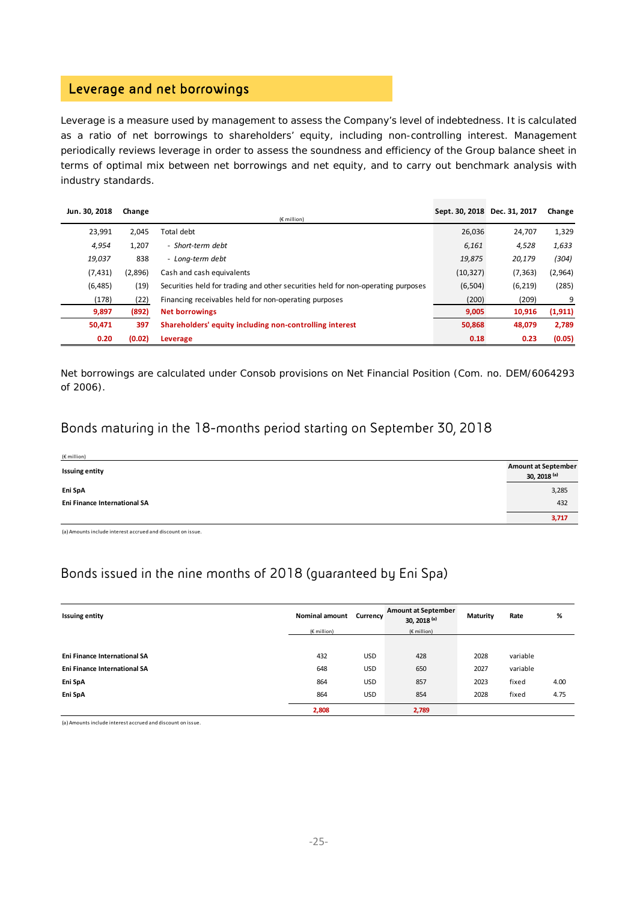## Leverage and net borrowings

Leverage is a measure used by management to assess the Company's level of indebtedness. It is calculated as a ratio of net borrowings to shareholders' equity, including non-controlling interest. Management periodically reviews leverage in order to assess the soundness and efficiency of the Group balance sheet in terms of optimal mix between net borrowings and net equity, and to carry out benchmark analysis with industry standards.

| Jun. 30, 2018 | Change | (€ million) | Sept. 30, 2018 | Dec. 31, 2017 | Change |
|---|---|---|---|---|---|
| 23,991 | 2,045 | Total debt | 26,036 | 24,707 | 1,329 |
| *4,954* | 1,207 | *- Short-term debt* | *6,161* | *4,528* | *1,633* |
| *19,037* | 838 | *- Long-term debt* | *19,875* | *20,179* | *(304)* |
| (7,431) | (2,896) | Cash and cash equivalents | (10,327) | (7,363) | (2,964) |
| (6,485) | (19) | Securities held for trading and other securities held for non-operating purposes | (6,504) | (6,219) | (285) |
| (178) | (22) | Financing receivables held for non-operating purposes | (200) | (209) | 9 |
| **9,897** | **(892)** | **Net borrowings** | **9,005** | **10,916** | **(1,911)** |
| **50,471** | **397** | **Shareholders' equity including non-controlling interest** | **50,868** | **48,079** | **2,789** |
| **0.20** | **(0.02)** | **Leverage** | **0.18** | **0.23** | **(0.05)** |

Net borrowings are calculated under Consob provisions on Net Financial Position (Com. no. DEM/6064293 of 2006).

### Bonds maturing in the 18-months period starting on September 30, 2018

(€ million)

| Issuing entity | Amount at September 30, 2018 [a] |
|---|---|
| **Eni SpA** | 3,285 |
| **Eni Finance International SA** | 432 |
| | **3,717** |

(a) Amounts include interest accrued and discount on issue.

### Bonds issued in the nine months of 2018 (guaranteed by Eni Spa)

| Issuing entity | Nominal amount (€ million) | Currency | Amount at September 30, 2018 [a] (€ million) | Maturity | Rate | % |
|---|---|---|---|---|---|---|
| **Eni Finance International SA** | 432 | USD | 428 | 2028 | variable | |
| **Eni Finance International SA** | 648 | USD | 650 | 2027 | variable | |
| **Eni SpA** | 864 | USD | 857 | 2023 | fixed | 4.00 |
| **Eni SpA** | 864 | USD | 854 | 2028 | fixed | 4.75 |
| | **2,808** | | **2,789** | | | |

(a) Amounts include interest accrued and discount on issue.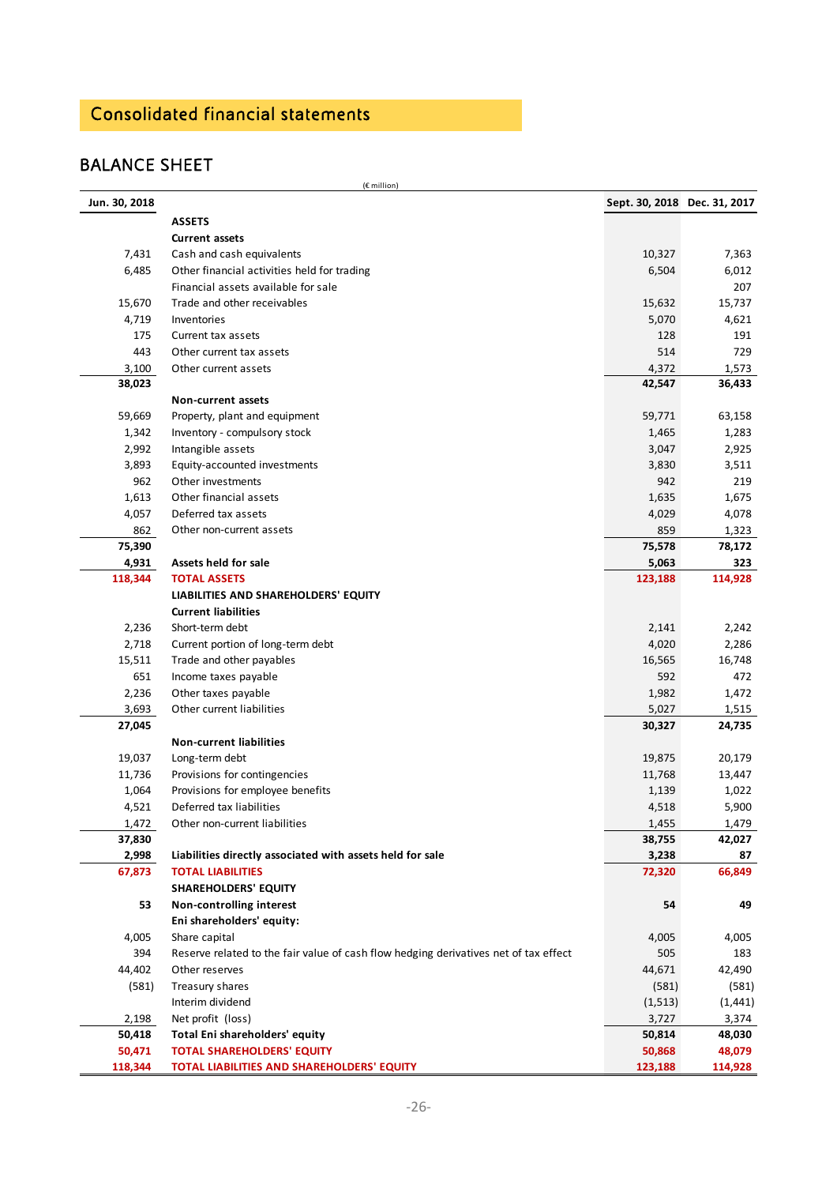# Consolidated financial statements

## BALANCE SHEET

(€ million)

| Jun. 30, 2018 | | Sept. 30, 2018 | Dec. 31, 2017 |
|---|---|---|---|
| | **ASSETS** | | |
| | **Current assets** | | |
| 7,431 | Cash and cash equivalents | 10,327 | 7,363 |
| 6,485 | Other financial activities held for trading | 6,504 | 6,012 |
| | Financial assets available for sale | | 207 |
| 15,670 | Trade and other receivables | 15,632 | 15,737 |
| 4,719 | Inventories | 5,070 | 4,621 |
| 175 | Current tax assets | 128 | 191 |
| 443 | Other current tax assets | 514 | 729 |
| 3,100 | Other current assets | 4,372 | 1,573 |
| **38,023** | | **42,547** | **36,433** |
| | **Non-current assets** | | |
| 59,669 | Property, plant and equipment | 59,771 | 63,158 |
| 1,342 | Inventory - compulsory stock | 1,465 | 1,283 |
| 2,992 | Intangible assets | 3,047 | 2,925 |
| 3,893 | Equity-accounted investments | 3,830 | 3,511 |
| 962 | Other investments | 942 | 219 |
| 1,613 | Other financial assets | 1,635 | 1,675 |
| 4,057 | Deferred tax assets | 4,029 | 4,078 |
| 862 | Other non-current assets | 859 | 1,323 |
| **75,390** | | **75,578** | **78,172** |
| **4,931** | **Assets held for sale** | **5,063** | **323** |
| **118,344** | **TOTAL ASSETS** | **123,188** | **114,928** |
| | **LIABILITIES AND SHAREHOLDERS' EQUITY** | | |
| | **Current liabilities** | | |
| 2,236 | Short-term debt | 2,141 | 2,242 |
| 2,718 | Current portion of long-term debt | 4,020 | 2,286 |
| 15,511 | Trade and other payables | 16,565 | 16,748 |
| 651 | Income taxes payable | 592 | 472 |
| 2,236 | Other taxes payable | 1,982 | 1,472 |
| 3,693 | Other current liabilities | 5,027 | 1,515 |
| **27,045** | | **30,327** | **24,735** |
| | **Non-current liabilities** | | |
| 19,037 | Long-term debt | 19,875 | 20,179 |
| 11,736 | Provisions for contingencies | 11,768 | 13,447 |
| 1,064 | Provisions for employee benefits | 1,139 | 1,022 |
| 4,521 | Deferred tax liabilities | 4,518 | 5,900 |
| 1,472 | Other non-current liabilities | 1,455 | 1,479 |
| **37,830** | | **38,755** | **42,027** |
| **2,998** | **Liabilities directly associated with assets held for sale** | **3,238** | **87** |
| **67,873** | **TOTAL LIABILITIES** | **72,320** | **66,849** |
| | **SHAREHOLDERS' EQUITY** | | |
| **53** | **Non-controlling interest** | **54** | **49** |
| | **Eni shareholders' equity:** | | |
| 4,005 | Share capital | 4,005 | 4,005 |
| 394 | Reserve related to the fair value of cash flow hedging derivatives net of tax effect | 505 | 183 |
| 44,402 | Other reserves | 44,671 | 42,490 |
| (581) | Treasury shares | (581) | (581) |
| | Interim dividend | (1,513) | (1,441) |
| 2,198 | Net profit (loss) | 3,727 | 3,374 |
| **50,418** | **Total Eni shareholders' equity** | **50,814** | **48,030** |
| **50,471** | **TOTAL SHAREHOLDERS' EQUITY** | **50,868** | **48,079** |
| **118,344** | **TOTAL LIABILITIES AND SHAREHOLDERS' EQUITY** | **123,188** | **114,928** |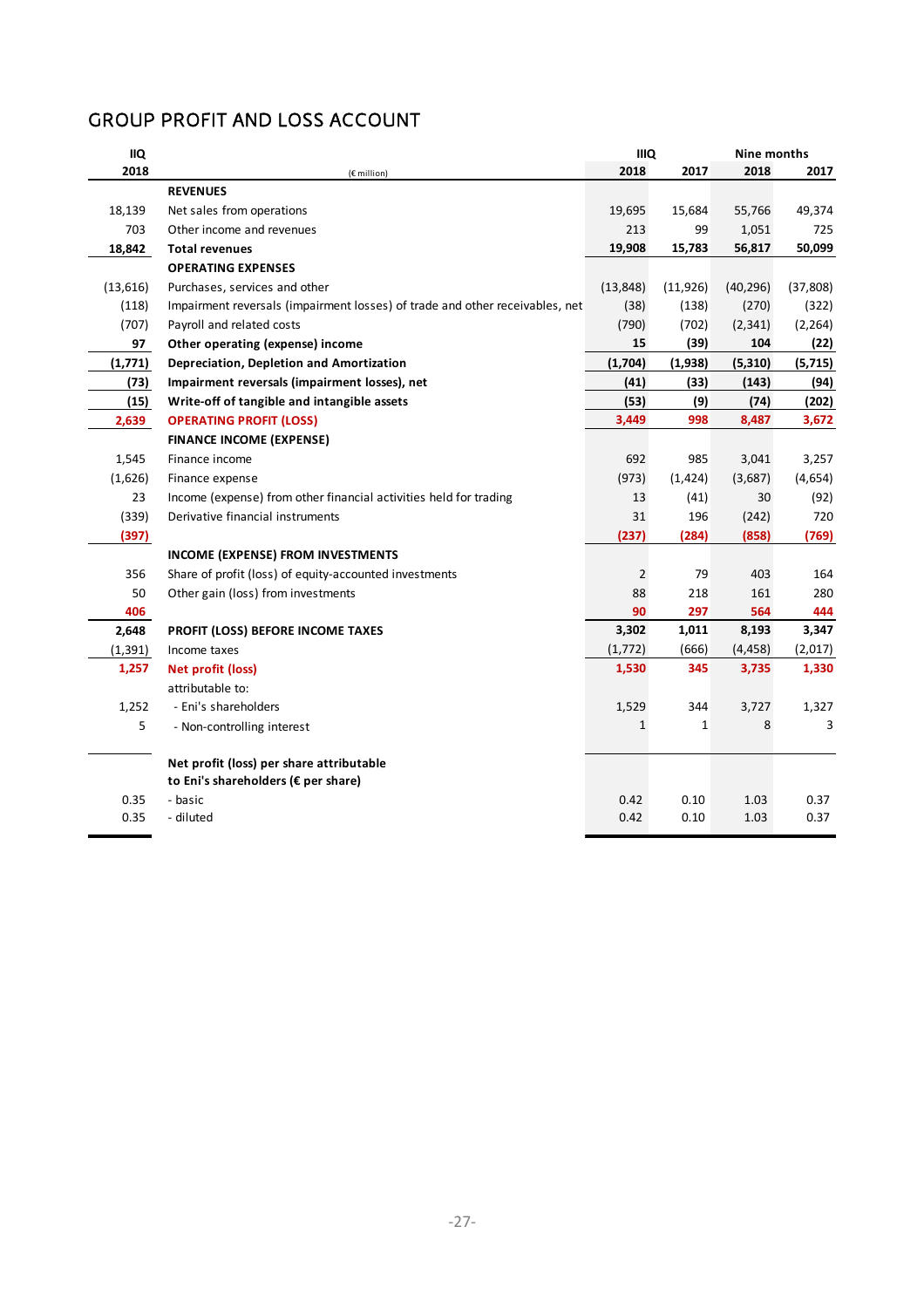## GROUP PROFIT AND LOSS ACCOUNT

| IIQ 2018 | (€ million) | IIIQ 2018 | IIIQ 2017 | Nine months 2018 | Nine months 2017 |
|---|---|---|---|---|---|
| | **REVENUES** | | | | |
| 18,139 | Net sales from operations | 19,695 | 15,684 | 55,766 | 49,374 |
| 703 | Other income and revenues | 213 | 99 | 1,051 | 725 |
| **18,842** | **Total revenues** | **19,908** | **15,783** | **56,817** | **50,099** |
| | **OPERATING EXPENSES** | | | | |
| (13,616) | Purchases, services and other | (13,848) | (11,926) | (40,296) | (37,808) |
| (118) | Impairment reversals (impairment losses) of trade and other receivables, net | (38) | (138) | (270) | (322) |
| (707) | Payroll and related costs | (790) | (702) | (2,341) | (2,264) |
| **97** | **Other operating (expense) income** | **15** | **(39)** | **104** | **(22)** |
| **(1,771)** | **Depreciation, Depletion and Amortization** | **(1,704)** | **(1,938)** | **(5,310)** | **(5,715)** |
| **(73)** | **Impairment reversals (impairment losses), net** | **(41)** | **(33)** | **(143)** | **(94)** |
| **(15)** | **Write-off of tangible and intangible assets** | **(53)** | **(9)** | **(74)** | **(202)** |
| **2,639** | **OPERATING PROFIT (LOSS)** | **3,449** | **998** | **8,487** | **3,672** |
| | **FINANCE INCOME (EXPENSE)** | | | | |
| 1,545 | Finance income | 692 | 985 | 3,041 | 3,257 |
| (1,626) | Finance expense | (973) | (1,424) | (3,687) | (4,654) |
| 23 | Income (expense) from other financial activities held for trading | 13 | (41) | 30 | (92) |
| (339) | Derivative financial instruments | 31 | 196 | (242) | 720 |
| **(397)** | | **(237)** | **(284)** | **(858)** | **(769)** |
| | **INCOME (EXPENSE) FROM INVESTMENTS** | | | | |
| 356 | Share of profit (loss) of equity-accounted investments | 2 | 79 | 403 | 164 |
| 50 | Other gain (loss) from investments | 88 | 218 | 161 | 280 |
| **406** | | **90** | **297** | **564** | **444** |
| **2,648** | **PROFIT (LOSS) BEFORE INCOME TAXES** | **3,302** | **1,011** | **8,193** | **3,347** |
| (1,391) | Income taxes | (1,772) | (666) | (4,458) | (2,017) |
| **1,257** | **Net profit (loss)** | **1,530** | **345** | **3,735** | **1,330** |
| | attributable to: | | | | |
| 1,252 | - Eni's shareholders | 1,529 | 344 | 3,727 | 1,327 |
| 5 | - Non-controlling interest | 1 | 1 | 8 | 3 |
| | **Net profit (loss) per share attributable to Eni's shareholders (€ per share)** | | | | |
| 0.35 | - basic | 0.42 | 0.10 | 1.03 | 0.37 |
| 0.35 | - diluted | 0.42 | 0.10 | 1.03 | 0.37 |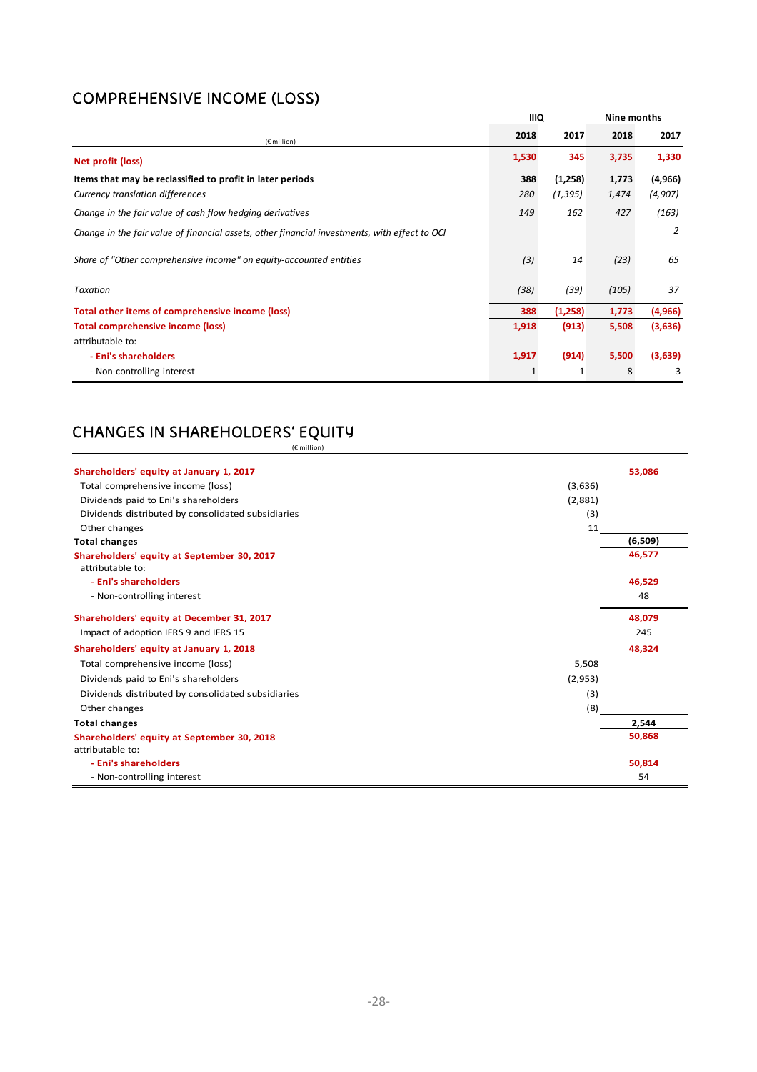## COMPREHENSIVE INCOME (LOSS)

| (€ million) | IIIQ 2018 | IIIQ 2017 | Nine months 2018 | Nine months 2017 |
|---|---|---|---|---|
| **Net profit (loss)** | **1,530** | **345** | **3,735** | **1,330** |
| **Items that may be reclassified to profit in later periods** | **388** | **(1,258)** | **1,773** | **(4,966)** |
| *Currency translation differences* | *280* | *(1,395)* | *1,474* | *(4,907)* |
| *Change in the fair value of cash flow hedging derivatives* | *149* | *162* | *427* | *(163)* |
| *Change in the fair value of financial assets, other financial investments, with effect to OCI* | | | | *2* |
| *Share of "Other comprehensive income" on equity-accounted entities* | *(3)* | *14* | *(23)* | *65* |
| *Taxation* | *(38)* | *(39)* | *(105)* | *37* |
| **Total other items of comprehensive income (loss)** | **388** | **(1,258)** | **1,773** | **(4,966)** |
| **Total comprehensive income (loss)** | **1,918** | **(913)** | **5,508** | **(3,636)** |
| attributable to: | | | | |
| **- Eni's shareholders** | **1,917** | **(914)** | **5,500** | **(3,639)** |
| - Non-controlling interest | 1 | 1 | 8 | 3 |

## CHANGES IN SHAREHOLDERS' EQUITY

(€ million)

| | | |
|---|---|---|
| **Shareholders' equity at January 1, 2017** | | **53,086** |
| Total comprehensive income (loss) | (3,636) | |
| Dividends paid to Eni's shareholders | (2,881) | |
| Dividends distributed by consolidated subsidiaries | (3) | |
| Other changes | 11 | |
| **Total changes** | | **(6,509)** |
| **Shareholders' equity at September 30, 2017** | | **46,577** |
| attributable to: | | |
| **- Eni's shareholders** | | **46,529** |
| - Non-controlling interest | | 48 |
| **Shareholders' equity at December 31, 2017** | | **48,079** |
| Impact of adoption IFRS 9 and IFRS 15 | | 245 |
| **Shareholders' equity at January 1, 2018** | | **48,324** |
| Total comprehensive income (loss) | 5,508 | |
| Dividends paid to Eni's shareholders | (2,953) | |
| Dividends distributed by consolidated subsidiaries | (3) | |
| Other changes | (8) | |
| **Total changes** | | **2,544** |
| **Shareholders' equity at September 30, 2018** | | **50,868** |
| attributable to: | | |
| **- Eni's shareholders** | | **50,814** |
| - Non-controlling interest | | 54 |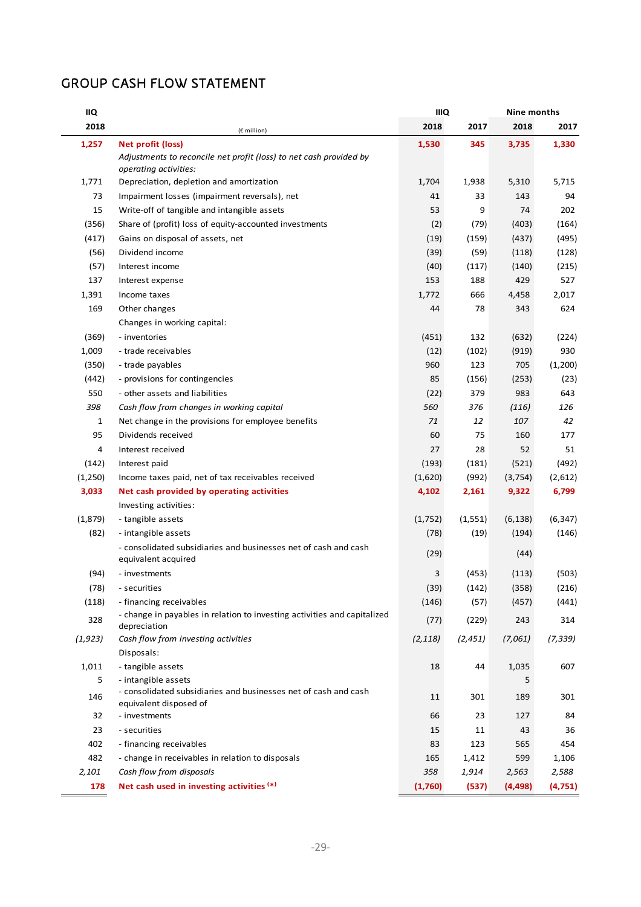# GROUP CASH FLOW STATEMENT

| IIQ | (€ million) | IIIQ | | Nine months | |
|---|---|---|---|---|---|
| 2018 | | 2018 | 2017 | 2018 | 2017 |
| **1,257** | **Net profit (loss)** | **1,530** | **345** | **3,735** | **1,330** |
| | *Adjustments to reconcile net profit (loss) to net cash provided by operating activities:* | | | | |
| 1,771 | Depreciation, depletion and amortization | 1,704 | 1,938 | 5,310 | 5,715 |
| 73 | Impairment losses (impairment reversals), net | 41 | 33 | 143 | 94 |
| 15 | Write-off of tangible and intangible assets | 53 | 9 | 74 | 202 |
| (356) | Share of (profit) loss of equity-accounted investments | (2) | (79) | (403) | (164) |
| (417) | Gains on disposal of assets, net | (19) | (159) | (437) | (495) |
| (56) | Dividend income | (39) | (59) | (118) | (128) |
| (57) | Interest income | (40) | (117) | (140) | (215) |
| 137 | Interest expense | 153 | 188 | 429 | 527 |
| 1,391 | Income taxes | 1,772 | 666 | 4,458 | 2,017 |
| 169 | Other changes | 44 | 78 | 343 | 624 |
| | Changes in working capital: | | | | |
| (369) | - inventories | (451) | 132 | (632) | (224) |
| 1,009 | - trade receivables | (12) | (102) | (919) | 930 |
| (350) | - trade payables | 960 | 123 | 705 | (1,200) |
| (442) | - provisions for contingencies | 85 | (156) | (253) | (23) |
| 550 | - other assets and liabilities | (22) | 379 | 983 | 643 |
| *398* | *Cash flow from changes in working capital* | *560* | *376* | *(116)* | *126* |
| 1 | Net change in the provisions for employee benefits | *71* | *12* | *107* | *42* |
| 95 | Dividends received | 60 | 75 | 160 | 177 |
| 4 | Interest received | 27 | 28 | 52 | 51 |
| (142) | Interest paid | (193) | (181) | (521) | (492) |
| (1,250) | Income taxes paid, net of tax receivables received | (1,620) | (992) | (3,754) | (2,612) |
| **3,033** | **Net cash provided by operating activities** | **4,102** | **2,161** | **9,322** | **6,799** |
| | Investing activities: | | | | |
| (1,879) | - tangible assets | (1,752) | (1,551) | (6,138) | (6,347) |
| (82) | - intangible assets | (78) | (19) | (194) | (146) |
| | - consolidated subsidiaries and businesses net of cash and cash equivalent acquired | (29) | | (44) | |
| (94) | - investments | 3 | (453) | (113) | (503) |
| (78) | - securities | (39) | (142) | (358) | (216) |
| (118) | - financing receivables | (146) | (57) | (457) | (441) |
| 328 | - change in payables in relation to investing activities and capitalized depreciation | (77) | (229) | 243 | 314 |
| *(1,923)* | *Cash flow from investing activities* | *(2,118)* | *(2,451)* | *(7,061)* | *(7,339)* |
| | Disposals: | | | | |
| 1,011 | - tangible assets | 18 | 44 | 1,035 | 607 |
| 5 | - intangible assets | | | 5 | |
| 146 | - consolidated subsidiaries and businesses net of cash and cash equivalent disposed of | 11 | 301 | 189 | 301 |
| 32 | - investments | 66 | 23 | 127 | 84 |
| 23 | - securities | 15 | 11 | 43 | 36 |
| 402 | - financing receivables | 83 | 123 | 565 | 454 |
| 482 | - change in receivables in relation to disposals | 165 | 1,412 | 599 | 1,106 |
| *2,101* | *Cash flow from disposals* | *358* | *1,914* | *2,563* | *2,588* |
| **178** | **Net cash used in investing activities (*)** | **(1,760)** | **(537)** | **(4,498)** | **(4,751)** |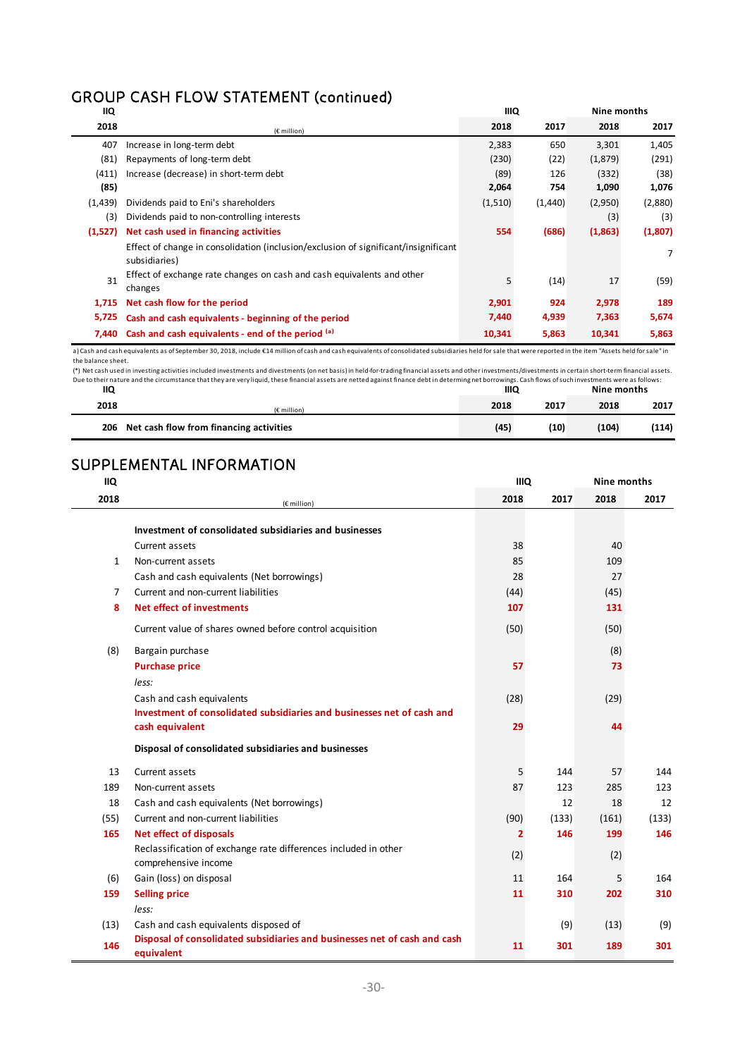## GROUP CASH FLOW STATEMENT (continued)

| IIQ 2018 | (€ million) | IIIQ 2018 | IIIQ 2017 | Nine months 2018 | Nine months 2017 |
|---|---|---|---|---|---|
| 407 | Increase in long-term debt | 2,383 | 650 | 3,301 | 1,405 |
| (81) | Repayments of long-term debt | (230) | (22) | (1,879) | (291) |
| (411) | Increase (decrease) in short-term debt | (89) | 126 | (332) | (38) |
| **(85)** | | **2,064** | **754** | **1,090** | **1,076** |
| (1,439) | Dividends paid to Eni's shareholders | (1,510) | (1,440) | (2,950) | (2,880) |
| (3) | Dividends paid to non-controlling interests | | | (3) | (3) |
| **(1,527)** | **Net cash used in financing activities** | **554** | **(686)** | **(1,863)** | **(1,807)** |
| | Effect of change in consolidation (inclusion/exclusion of significant/insignificant subsidiaries) | | | | 7 |
| 31 | Effect of exchange rate changes on cash and cash equivalents and other changes | 5 | (14) | 17 | (59) |
| **1,715** | **Net cash flow for the period** | **2,901** | **924** | **2,978** | **189** |
| **5,725** | **Cash and cash equivalents - beginning of the period** | **7,440** | **4,939** | **7,363** | **5,674** |
| **7,440** | **Cash and cash equivalents - end of the period [(a)]** | **10,341** | **5,863** | **10,341** | **5,863** |

a) Cash and cash equivalents as of September 30, 2018, include €14 million of cash and cash equivalents of consolidated subsidiaries held for sale that were reported in the item "Assets held for sale" in the balance sheet.

(*) Net cash used in investing activities included investments and divestments (on net basis) in held-for-trading financial assets and other investments/divestments in certain short-term financial assets. Due to their nature and the circumstance that they are very liquid, these financial assets are netted against finance debt in determining net borrowings. Cash flows of such investments were as follows:

| IIQ 2018 | (€ million) | IIIQ 2018 | IIIQ 2017 | Nine months 2018 | Nine months 2017 |
|---|---|---|---|---|---|
| **206** | **Net cash flow from financing activities** | **(45)** | **(10)** | **(104)** | **(114)** |

## SUPPLEMENTAL INFORMATION

| IIQ 2018 | (€ million) | IIIQ 2018 | IIIQ 2017 | Nine months 2018 | Nine months 2017 |
|---|---|---|---|---|---|
| | **Investment of consolidated subsidiaries and businesses** | | | | |
| | Current assets | 38 | | 40 | |
| 1 | Non-current assets | 85 | | 109 | |
| | Cash and cash equivalents (Net borrowings) | 28 | | 27 | |
| 7 | Current and non-current liabilities | (44) | | (45) | |
| **8** | **Net effect of investments** | **107** | | **131** | |
| | Current value of shares owned before control acquisition | (50) | | (50) | |
| (8) | Bargain purchase | | | (8) | |
| | **Purchase price** | **57** | | **73** | |
| | *less:* | | | | |
| | Cash and cash equivalents | (28) | | (29) | |
| | **Investment of consolidated subsidiaries and businesses net of cash and cash equivalent** | **29** | | **44** | |
| | **Disposal of consolidated subsidiaries and businesses** | | | | |
| 13 | Current assets | 5 | 144 | 57 | 144 |
| 189 | Non-current assets | 87 | 123 | 285 | 123 |
| 18 | Cash and cash equivalents (Net borrowings) | | 12 | 18 | 12 |
| (55) | Current and non-current liabilities | (90) | (133) | (161) | (133) |
| **165** | **Net effect of disposals** | **2** | **146** | **199** | **146** |
| | Reclassification of exchange rate differences included in other comprehensive income | (2) | | (2) | |
| (6) | Gain (loss) on disposal | 11 | 164 | 5 | 164 |
| **159** | **Selling price** | **11** | **310** | **202** | **310** |
| | *less:* | | | | |
| (13) | Cash and cash equivalents disposed of | | (9) | (13) | (9) |
| **146** | **Disposal of consolidated subsidiaries and businesses net of cash and cash equivalent** | **11** | **301** | **189** | **301** |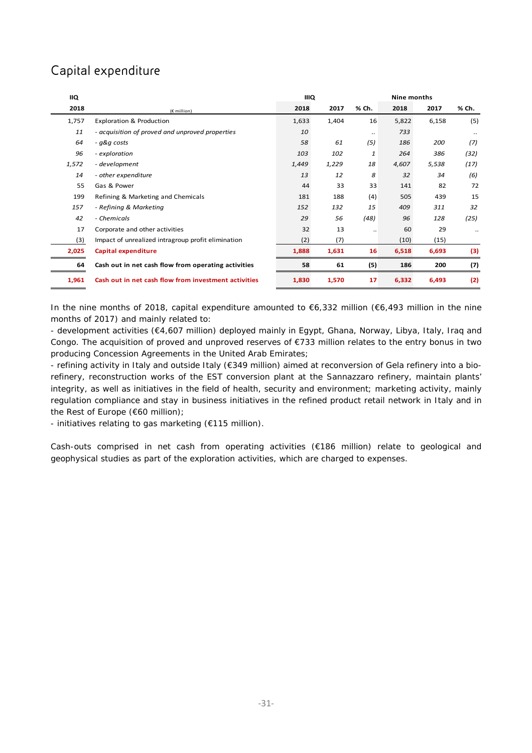# Capital expenditure

| IIQ | | IIIQ | | | Nine months | | |
|---|---|---|---|---|---|---|---|
| 2018 | (€ million) | 2018 | 2017 | % Ch. | 2018 | 2017 | % Ch. |
| 1,757 | Exploration & Production | 1,633 | 1,404 | 16 | 5,822 | 6,158 | (5) |
| *11* | *- acquisition of proved and unproved properties* | *10* | | .. | *733* | | .. |
| *64* | *- g&g costs* | *58* | *61* | *(5)* | *186* | *200* | *(7)* |
| *96* | *- exploration* | *103* | *102* | *1* | *264* | *386* | *(32)* |
| *1,572* | *- development* | *1,449* | *1,229* | *18* | *4,607* | *5,538* | *(17)* |
| *14* | *- other expenditure* | *13* | *12* | *8* | *32* | *34* | *(6)* |
| 55 | Gas & Power | 44 | 33 | 33 | 141 | 82 | 72 |
| 199 | Refining & Marketing and Chemicals | 181 | 188 | (4) | 505 | 439 | 15 |
| *157* | *- Refining & Marketing* | *152* | *132* | *15* | *409* | *311* | *32* |
| *42* | *- Chemicals* | *29* | *56* | *(48)* | *96* | *128* | *(25)* |
| 17 | Corporate and other activities | 32 | 13 | .. | 60 | 29 | .. |
| (3) | Impact of unrealized intragroup profit elimination | (2) | (7) | | (10) | (15) | |
| **2,025** | **Capital expenditure** | **1,888** | **1,631** | **16** | **6,518** | **6,693** | **(3)** |
| **64** | **Cash out in net cash flow from operating activities** | **58** | **61** | **(5)** | **186** | **200** | **(7)** |
| **1,961** | **Cash out in net cash flow from investment activities** | **1,830** | **1,570** | **17** | **6,332** | **6,493** | **(2)** |

In the nine months of 2018, capital expenditure amounted to €6,332 million (€6,493 million in the nine months of 2017) and mainly related to:

- development activities (€4,607 million) deployed mainly in Egypt, Ghana, Norway, Libya, Italy, Iraq and Congo. The acquisition of proved and unproved reserves of €733 million relates to the entry bonus in two producing Concession Agreements in the United Arab Emirates;
- refining activity in Italy and outside Italy (€349 million) aimed at reconversion of Gela refinery into a bio-refinery, reconstruction works of the EST conversion plant at the Sannazzaro refinery, maintain plants' integrity, as well as initiatives in the field of health, security and environment; marketing activity, mainly regulation compliance and stay in business initiatives in the refined product retail network in Italy and in the Rest of Europe (€60 million);
- initiatives relating to gas marketing (€115 million).

Cash-outs comprised in net cash from operating activities (€186 million) relate to geological and geophysical studies as part of the exploration activities, which are charged to expenses.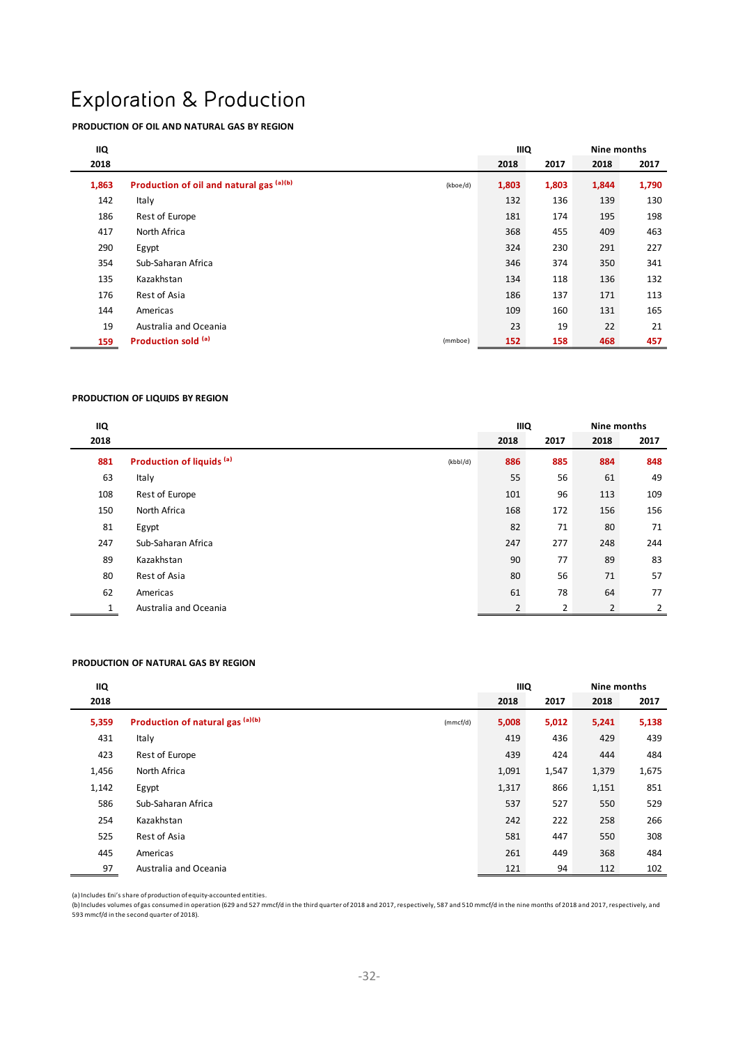# Exploration & Production

**PRODUCTION OF OIL AND NATURAL GAS BY REGION**

| IIQ 2018 | | | IIIQ 2018 | IIIQ 2017 | Nine months 2018 | Nine months 2017 |
|---|---|---|---|---|---|---|
| **1,863** | **Production of oil and natural gas** [a][b] | (kboe/d) | **1,803** | **1,803** | **1,844** | **1,790** |
| 142 | Italy | | 132 | 136 | 139 | 130 |
| 186 | Rest of Europe | | 181 | 174 | 195 | 198 |
| 417 | North Africa | | 368 | 455 | 409 | 463 |
| 290 | Egypt | | 324 | 230 | 291 | 227 |
| 354 | Sub-Saharan Africa | | 346 | 374 | 350 | 341 |
| 135 | Kazakhstan | | 134 | 118 | 136 | 132 |
| 176 | Rest of Asia | | 186 | 137 | 171 | 113 |
| 144 | Americas | | 109 | 160 | 131 | 165 |
| 19 | Australia and Oceania | | 23 | 19 | 22 | 21 |
| **159** | **Production sold** [a] | (mmboe) | **152** | **158** | **468** | **457** |

**PRODUCTION OF LIQUIDS BY REGION**

| IIQ 2018 | | | IIIQ 2018 | IIIQ 2017 | Nine months 2018 | Nine months 2017 |
|---|---|---|---|---|---|---|
| **881** | **Production of liquids** [a] | (kbbl/d) | **886** | **885** | **884** | **848** |
| 63 | Italy | | 55 | 56 | 61 | 49 |
| 108 | Rest of Europe | | 101 | 96 | 113 | 109 |
| 150 | North Africa | | 168 | 172 | 156 | 156 |
| 81 | Egypt | | 82 | 71 | 80 | 71 |
| 247 | Sub-Saharan Africa | | 247 | 277 | 248 | 244 |
| 89 | Kazakhstan | | 90 | 77 | 89 | 83 |
| 80 | Rest of Asia | | 80 | 56 | 71 | 57 |
| 62 | Americas | | 61 | 78 | 64 | 77 |
| 1 | Australia and Oceania | | 2 | 2 | 2 | 2 |

**PRODUCTION OF NATURAL GAS BY REGION**

| IIQ 2018 | | | IIIQ 2018 | IIIQ 2017 | Nine months 2018 | Nine months 2017 |
|---|---|---|---|---|---|---|
| **5,359** | **Production of natural gas** [a][b] | (mmcf/d) | **5,008** | **5,012** | **5,241** | **5,138** |
| 431 | Italy | | 419 | 436 | 429 | 439 |
| 423 | Rest of Europe | | 439 | 424 | 444 | 484 |
| 1,456 | North Africa | | 1,091 | 1,547 | 1,379 | 1,675 |
| 1,142 | Egypt | | 1,317 | 866 | 1,151 | 851 |
| 586 | Sub-Saharan Africa | | 537 | 527 | 550 | 529 |
| 254 | Kazakhstan | | 242 | 222 | 258 | 266 |
| 525 | Rest of Asia | | 581 | 447 | 550 | 308 |
| 445 | Americas | | 261 | 449 | 368 | 484 |
| 97 | Australia and Oceania | | 121 | 94 | 112 | 102 |

(a) Includes Eni's share of production of equity-accounted entities.
(b) Includes volumes of gas consumed in operation (629 and 527 mmcf/d in the third quarter of 2018 and 2017, respectively, 587 and 510 mmcf/d in the nine months of 2018 and 2017, respectively, and 593 mmcf/d in the second quarter of 2018).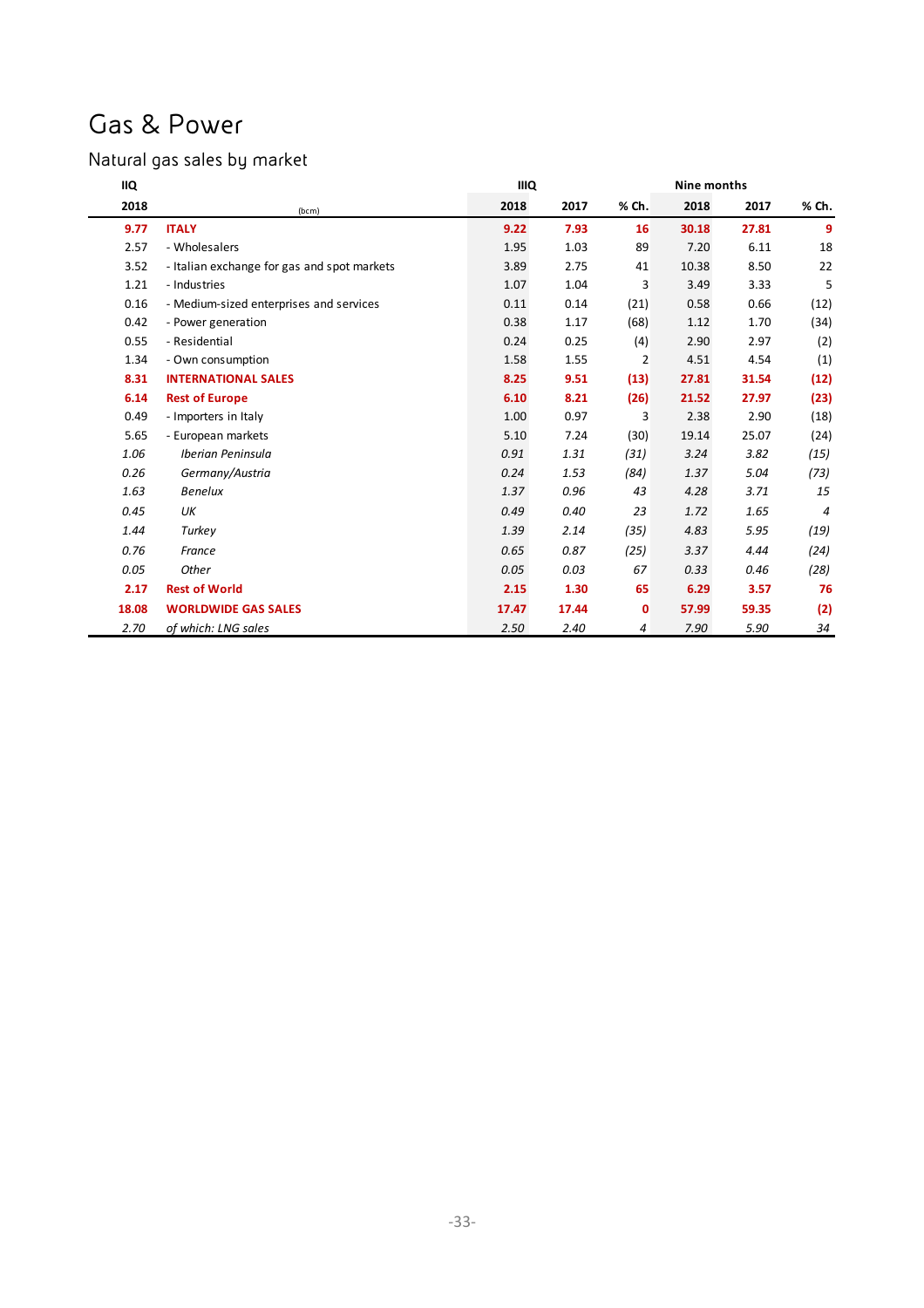# Gas & Power

## Natural gas sales by market

| IIQ | | IIIQ | | | Nine months | | |
|---|---|---|---|---|---|---|---|
| 2018 | (bcm) | 2018 | 2017 | % Ch. | 2018 | 2017 | % Ch. |
| **9.77** | **ITALY** | **9.22** | **7.93** | **16** | **30.18** | **27.81** | **9** |
| 2.57 | - Wholesalers | 1.95 | 1.03 | 89 | 7.20 | 6.11 | 18 |
| 3.52 | - Italian exchange for gas and spot markets | 3.89 | 2.75 | 41 | 10.38 | 8.50 | 22 |
| 1.21 | - Industries | 1.07 | 1.04 | 3 | 3.49 | 3.33 | 5 |
| 0.16 | - Medium-sized enterprises and services | 0.11 | 0.14 | (21) | 0.58 | 0.66 | (12) |
| 0.42 | - Power generation | 0.38 | 1.17 | (68) | 1.12 | 1.70 | (34) |
| 0.55 | - Residential | 0.24 | 0.25 | (4) | 2.90 | 2.97 | (2) |
| 1.34 | - Own consumption | 1.58 | 1.55 | 2 | 4.51 | 4.54 | (1) |
| **8.31** | **INTERNATIONAL SALES** | **8.25** | **9.51** | **(13)** | **27.81** | **31.54** | **(12)** |
| **6.14** | **Rest of Europe** | **6.10** | **8.21** | **(26)** | **21.52** | **27.97** | **(23)** |
| 0.49 | - Importers in Italy | 1.00 | 0.97 | 3 | 2.38 | 2.90 | (18) |
| 5.65 | - European markets | 5.10 | 7.24 | (30) | 19.14 | 25.07 | (24) |
| *1.06* | *Iberian Peninsula* | *0.91* | *1.31* | *(31)* | *3.24* | *3.82* | *(15)* |
| *0.26* | *Germany/Austria* | *0.24* | *1.53* | *(84)* | *1.37* | *5.04* | *(73)* |
| *1.63* | *Benelux* | *1.37* | *0.96* | *43* | *4.28* | *3.71* | *15* |
| *0.45* | *UK* | *0.49* | *0.40* | *23* | *1.72* | *1.65* | *4* |
| *1.44* | *Turkey* | *1.39* | *2.14* | *(35)* | *4.83* | *5.95* | *(19)* |
| *0.76* | *France* | *0.65* | *0.87* | *(25)* | *3.37* | *4.44* | *(24)* |
| *0.05* | *Other* | *0.05* | *0.03* | *67* | *0.33* | *0.46* | *(28)* |
| **2.17** | **Rest of World** | **2.15** | **1.30** | **65** | **6.29** | **3.57** | **76** |
| **18.08** | **WORLDWIDE GAS SALES** | **17.47** | **17.44** | **0** | **57.99** | **59.35** | **(2)** |
| *2.70* | *of which: LNG sales* | *2.50* | *2.40* | *4* | *7.90* | *5.90* | *34* |